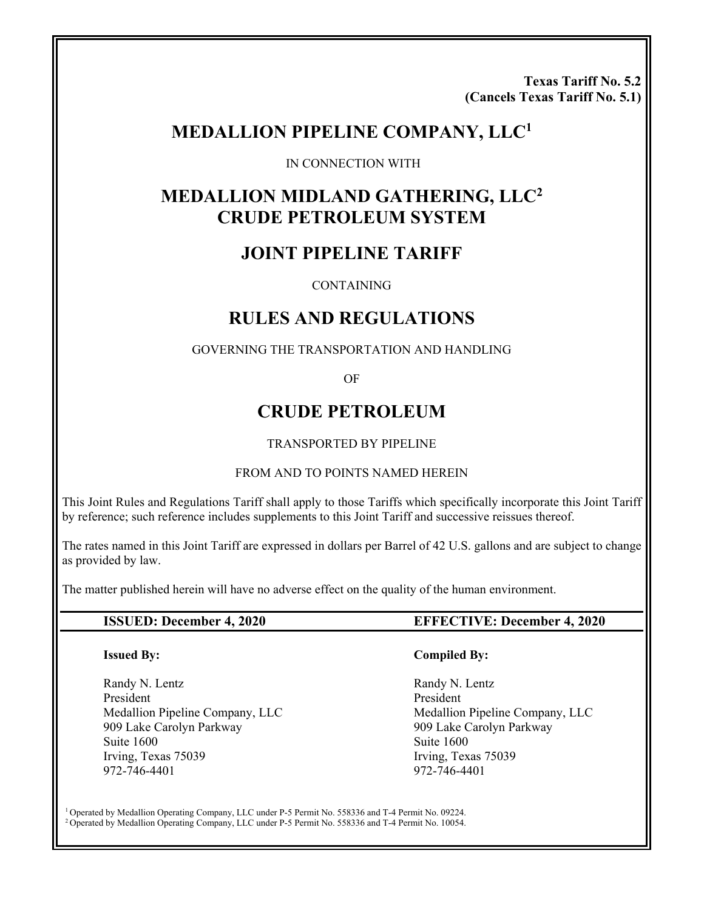**Texas Tariff No. 5.2**
**(Cancels Texas Tariff No. 5.1)**

# MEDALLION PIPELINE COMPANY, LLC[1]

IN CONNECTION WITH

# MEDALLION MIDLAND GATHERING, LLC[2] CRUDE PETROLEUM SYSTEM

# JOINT PIPELINE TARIFF

CONTAINING

# RULES AND REGULATIONS

GOVERNING THE TRANSPORTATION AND HANDLING

OF

# CRUDE PETROLEUM

TRANSPORTED BY PIPELINE

FROM AND TO POINTS NAMED HEREIN

This Joint Rules and Regulations Tariff shall apply to those Tariffs which specifically incorporate this Joint Tariff by reference; such reference includes supplements to this Joint Tariff and successive reissues thereof.

The rates named in this Joint Tariff are expressed in dollars per Barrel of 42 U.S. gallons and are subject to change as provided by law.

The matter published herein will have no adverse effect on the quality of the human environment.

**ISSUED: December 4, 2020** | **EFFECTIVE: December 4, 2020**

**Issued By:**

Randy N. Lentz
President
Medallion Pipeline Company, LLC
909 Lake Carolyn Parkway
Suite 1600
Irving, Texas 75039
972-746-4401

**Compiled By:**

Randy N. Lentz
President
Medallion Pipeline Company, LLC
909 Lake Carolyn Parkway
Suite 1600
Irving, Texas 75039
972-746-4401

[1] Operated by Medallion Operating Company, LLC under P-5 Permit No. 558336 and T-4 Permit No. 09224.
[2] Operated by Medallion Operating Company, LLC under P-5 Permit No. 558336 and T-4 Permit No. 10054.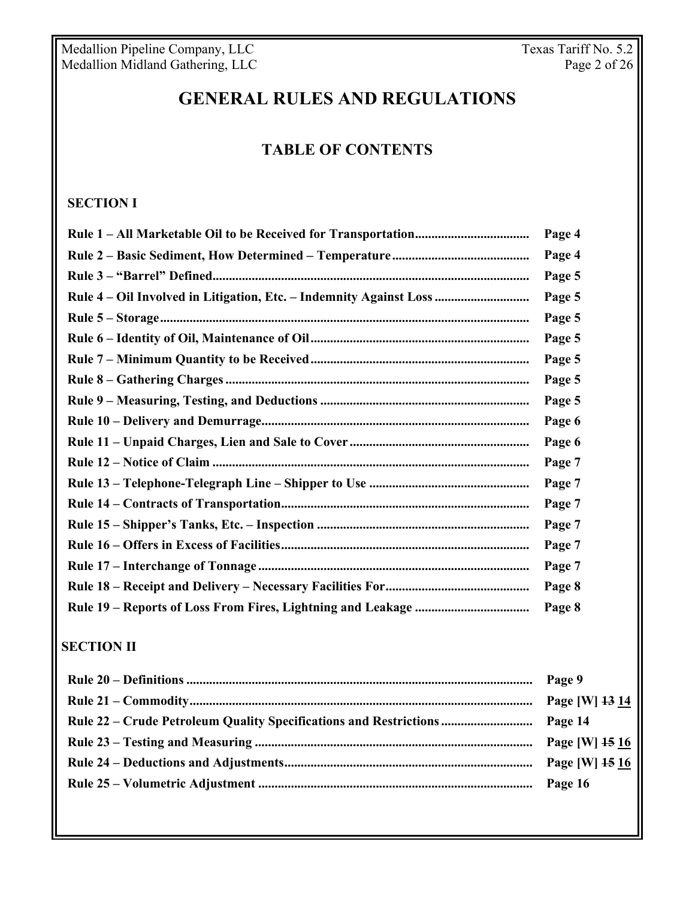# GENERAL RULES AND REGULATIONS

## TABLE OF CONTENTS

### SECTION I

| | |
|---|---|
| **Rule 1 – All Marketable Oil to be Received for Transportation** | **Page 4** |
| **Rule 2 – Basic Sediment, How Determined – Temperature** | **Page 4** |
| **Rule 3 – "Barrel" Defined** | **Page 5** |
| **Rule 4 – Oil Involved in Litigation, Etc. – Indemnity Against Loss** | **Page 5** |
| **Rule 5 – Storage** | **Page 5** |
| **Rule 6 – Identity of Oil, Maintenance of Oil** | **Page 5** |
| **Rule 7 – Minimum Quantity to be Received** | **Page 5** |
| **Rule 8 – Gathering Charges** | **Page 5** |
| **Rule 9 – Measuring, Testing, and Deductions** | **Page 5** |
| **Rule 10 – Delivery and Demurrage** | **Page 6** |
| **Rule 11 – Unpaid Charges, Lien and Sale to Cover** | **Page 6** |
| **Rule 12 – Notice of Claim** | **Page 7** |
| **Rule 13 – Telephone-Telegraph Line – Shipper to Use** | **Page 7** |
| **Rule 14 – Contracts of Transportation** | **Page 7** |
| **Rule 15 – Shipper's Tanks, Etc. – Inspection** | **Page 7** |
| **Rule 16 – Offers in Excess of Facilities** | **Page 7** |
| **Rule 17 – Interchange of Tonnage** | **Page 7** |
| **Rule 18 – Receipt and Delivery – Necessary Facilities For** | **Page 8** |
| **Rule 19 – Reports of Loss From Fires, Lightning and Leakage** | **Page 8** |

### SECTION II

| | |
|---|---|
| **Rule 20 – Definitions** | **Page 9** |
| **Rule 21 – Commodity** | **Page [W] ~~13~~ 14** |
| **Rule 22 – Crude Petroleum Quality Specifications and Restrictions** | **Page 14** |
| **Rule 23 – Testing and Measuring** | **Page [W] ~~15~~ 16** |
| **Rule 24 – Deductions and Adjustments** | **Page [W] ~~15~~ 16** |
| **Rule 25 – Volumetric Adjustment** | **Page 16** |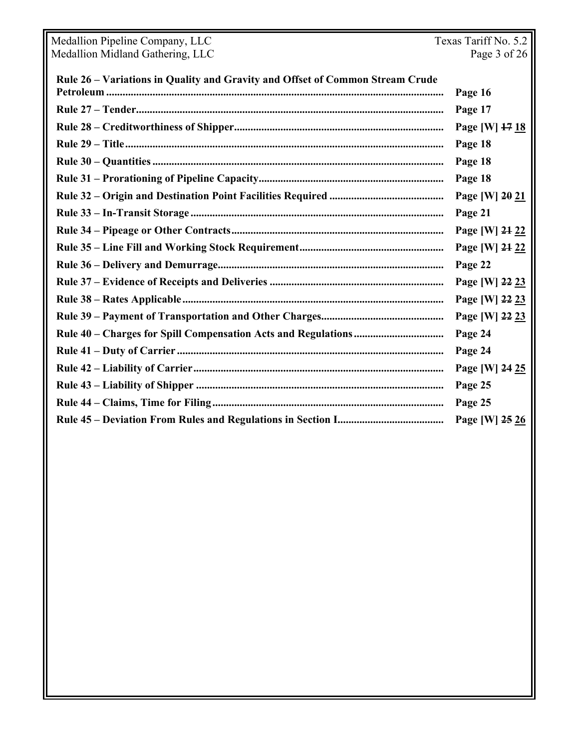| | |
|---|---|
| **Rule 26 – Variations in Quality and Gravity and Offset of Common Stream Crude Petroleum** | **Page 16** |
| **Rule 27 – Tender** | **Page 17** |
| **Rule 28 – Creditworthiness of Shipper** | **Page [W] ~~17~~ 18** |
| **Rule 29 – Title** | **Page 18** |
| **Rule 30 – Quantities** | **Page 18** |
| **Rule 31 – Prorationing of Pipeline Capacity** | **Page 18** |
| **Rule 32 – Origin and Destination Point Facilities Required** | **Page [W] ~~20~~ 21** |
| **Rule 33 – In-Transit Storage** | **Page 21** |
| **Rule 34 – Pipeage or Other Contracts** | **Page [W] ~~21~~ 22** |
| **Rule 35 – Line Fill and Working Stock Requirement** | **Page [W] ~~21~~ 22** |
| **Rule 36 – Delivery and Demurrage** | **Page 22** |
| **Rule 37 – Evidence of Receipts and Deliveries** | **Page [W] ~~22~~ 23** |
| **Rule 38 – Rates Applicable** | **Page [W] ~~22~~ 23** |
| **Rule 39 – Payment of Transportation and Other Charges** | **Page [W] ~~22~~ 23** |
| **Rule 40 – Charges for Spill Compensation Acts and Regulations** | **Page 24** |
| **Rule 41 – Duty of Carrier** | **Page 24** |
| **Rule 42 – Liability of Carrier** | **Page [W] ~~24~~ 25** |
| **Rule 43 – Liability of Shipper** | **Page 25** |
| **Rule 44 – Claims, Time for Filing** | **Page 25** |
| **Rule 45 – Deviation From Rules and Regulations in Section I** | **Page [W] ~~25~~ 26** |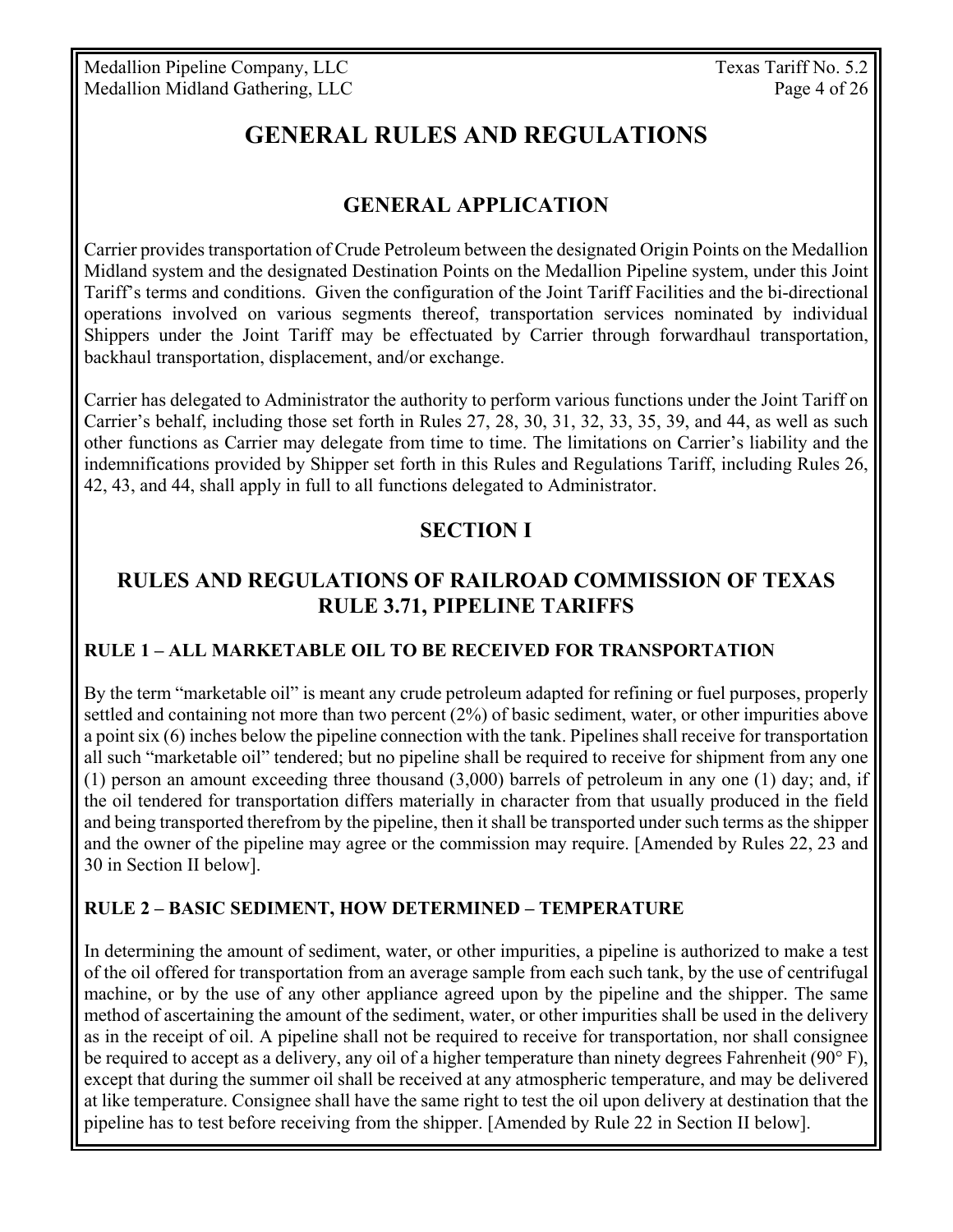# GENERAL RULES AND REGULATIONS

## GENERAL APPLICATION

Carrier provides transportation of Crude Petroleum between the designated Origin Points on the Medallion Midland system and the designated Destination Points on the Medallion Pipeline system, under this Joint Tariff's terms and conditions. Given the configuration of the Joint Tariff Facilities and the bi-directional operations involved on various segments thereof, transportation services nominated by individual Shippers under the Joint Tariff may be effectuated by Carrier through forwardhaul transportation, backhaul transportation, displacement, and/or exchange.

Carrier has delegated to Administrator the authority to perform various functions under the Joint Tariff on Carrier's behalf, including those set forth in Rules 27, 28, 30, 31, 32, 33, 35, 39, and 44, as well as such other functions as Carrier may delegate from time to time. The limitations on Carrier's liability and the indemnifications provided by Shipper set forth in this Rules and Regulations Tariff, including Rules 26, 42, 43, and 44, shall apply in full to all functions delegated to Administrator.

## SECTION I

## RULES AND REGULATIONS OF RAILROAD COMMISSION OF TEXAS RULE 3.71, PIPELINE TARIFFS

### RULE 1 – ALL MARKETABLE OIL TO BE RECEIVED FOR TRANSPORTATION

By the term "marketable oil" is meant any crude petroleum adapted for refining or fuel purposes, properly settled and containing not more than two percent (2%) of basic sediment, water, or other impurities above a point six (6) inches below the pipeline connection with the tank. Pipelines shall receive for transportation all such "marketable oil" tendered; but no pipeline shall be required to receive for shipment from any one (1) person an amount exceeding three thousand (3,000) barrels of petroleum in any one (1) day; and, if the oil tendered for transportation differs materially in character from that usually produced in the field and being transported therefrom by the pipeline, then it shall be transported under such terms as the shipper and the owner of the pipeline may agree or the commission may require. [Amended by Rules 22, 23 and 30 in Section II below].

### RULE 2 – BASIC SEDIMENT, HOW DETERMINED – TEMPERATURE

In determining the amount of sediment, water, or other impurities, a pipeline is authorized to make a test of the oil offered for transportation from an average sample from each such tank, by the use of centrifugal machine, or by the use of any other appliance agreed upon by the pipeline and the shipper. The same method of ascertaining the amount of the sediment, water, or other impurities shall be used in the delivery as in the receipt of oil. A pipeline shall not be required to receive for transportation, nor shall consignee be required to accept as a delivery, any oil of a higher temperature than ninety degrees Fahrenheit (90° F), except that during the summer oil shall be received at any atmospheric temperature, and may be delivered at like temperature. Consignee shall have the same right to test the oil upon delivery at destination that the pipeline has to test before receiving from the shipper. [Amended by Rule 22 in Section II below].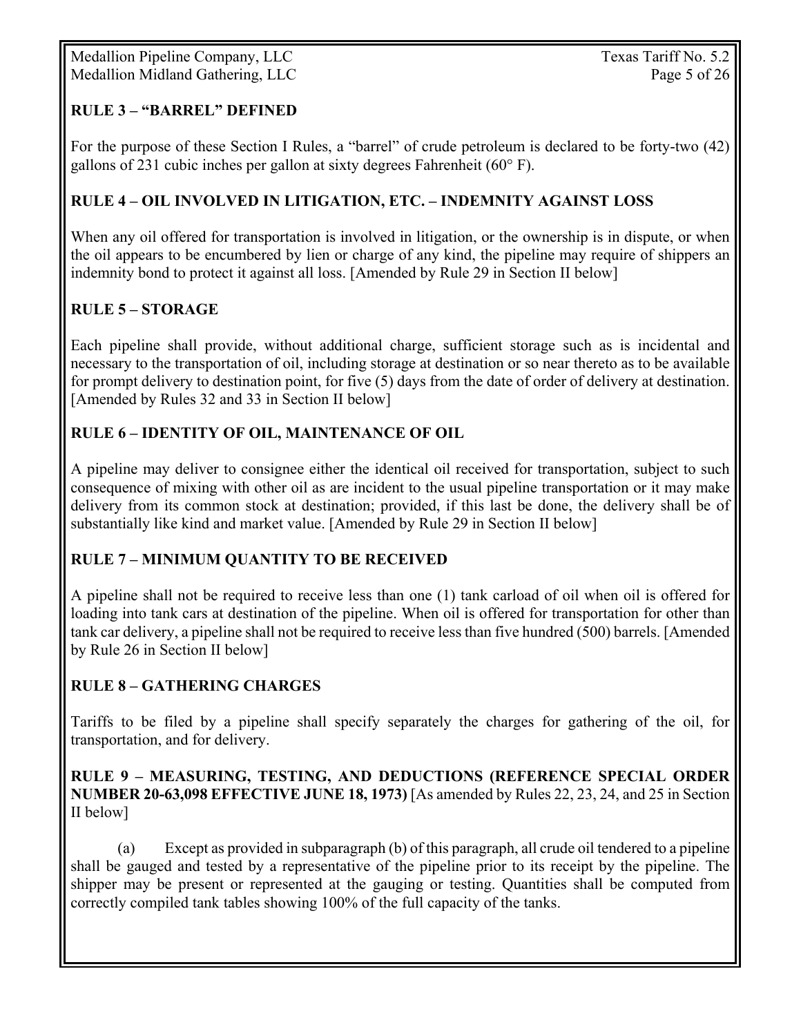**RULE 3 – "BARREL" DEFINED**

For the purpose of these Section I Rules, a "barrel" of crude petroleum is declared to be forty-two (42) gallons of 231 cubic inches per gallon at sixty degrees Fahrenheit (60° F).

**RULE 4 – OIL INVOLVED IN LITIGATION, ETC. – INDEMNITY AGAINST LOSS**

When any oil offered for transportation is involved in litigation, or the ownership is in dispute, or when the oil appears to be encumbered by lien or charge of any kind, the pipeline may require of shippers an indemnity bond to protect it against all loss. [Amended by Rule 29 in Section II below]

**RULE 5 – STORAGE**

Each pipeline shall provide, without additional charge, sufficient storage such as is incidental and necessary to the transportation of oil, including storage at destination or so near thereto as to be available for prompt delivery to destination point, for five (5) days from the date of order of delivery at destination. [Amended by Rules 32 and 33 in Section II below]

**RULE 6 – IDENTITY OF OIL, MAINTENANCE OF OIL**

A pipeline may deliver to consignee either the identical oil received for transportation, subject to such consequence of mixing with other oil as are incident to the usual pipeline transportation or it may make delivery from its common stock at destination; provided, if this last be done, the delivery shall be of substantially like kind and market value. [Amended by Rule 29 in Section II below]

**RULE 7 – MINIMUM QUANTITY TO BE RECEIVED**

A pipeline shall not be required to receive less than one (1) tank carload of oil when oil is offered for loading into tank cars at destination of the pipeline. When oil is offered for transportation for other than tank car delivery, a pipeline shall not be required to receive less than five hundred (500) barrels. [Amended by Rule 26 in Section II below]

**RULE 8 – GATHERING CHARGES**

Tariffs to be filed by a pipeline shall specify separately the charges for gathering of the oil, for transportation, and for delivery.

**RULE 9 – MEASURING, TESTING, AND DEDUCTIONS (REFERENCE SPECIAL ORDER NUMBER 20-63,098 EFFECTIVE JUNE 18, 1973)** [As amended by Rules 22, 23, 24, and 25 in Section II below]

(a) Except as provided in subparagraph (b) of this paragraph, all crude oil tendered to a pipeline shall be gauged and tested by a representative of the pipeline prior to its receipt by the pipeline. The shipper may be present or represented at the gauging or testing. Quantities shall be computed from correctly compiled tank tables showing 100% of the full capacity of the tanks.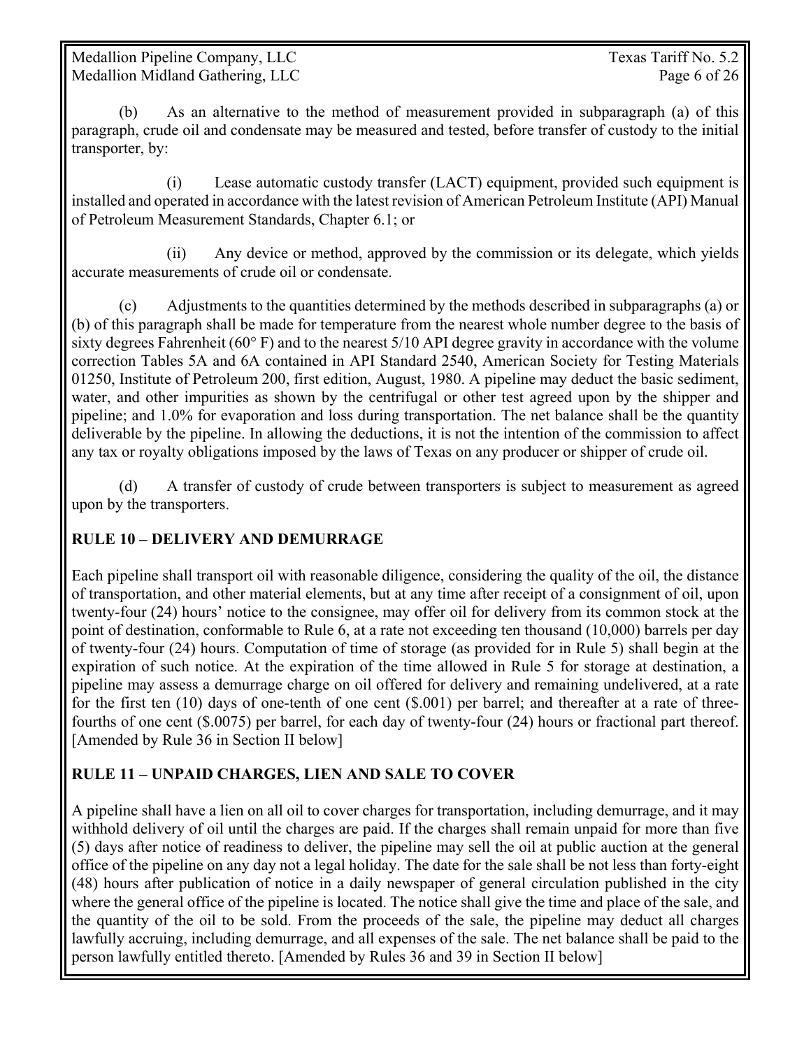(b) As an alternative to the method of measurement provided in subparagraph (a) of this paragraph, crude oil and condensate may be measured and tested, before transfer of custody to the initial transporter, by:

(i) Lease automatic custody transfer (LACT) equipment, provided such equipment is installed and operated in accordance with the latest revision of American Petroleum Institute (API) Manual of Petroleum Measurement Standards, Chapter 6.1; or

(ii) Any device or method, approved by the commission or its delegate, which yields accurate measurements of crude oil or condensate.

(c) Adjustments to the quantities determined by the methods described in subparagraphs (a) or (b) of this paragraph shall be made for temperature from the nearest whole number degree to the basis of sixty degrees Fahrenheit (60° F) and to the nearest 5/10 API degree gravity in accordance with the volume correction Tables 5A and 6A contained in API Standard 2540, American Society for Testing Materials 01250, Institute of Petroleum 200, first edition, August, 1980. A pipeline may deduct the basic sediment, water, and other impurities as shown by the centrifugal or other test agreed upon by the shipper and pipeline; and 1.0% for evaporation and loss during transportation. The net balance shall be the quantity deliverable by the pipeline. In allowing the deductions, it is not the intention of the commission to affect any tax or royalty obligations imposed by the laws of Texas on any producer or shipper of crude oil.

(d) A transfer of custody of crude between transporters is subject to measurement as agreed upon by the transporters.

## RULE 10 – DELIVERY AND DEMURRAGE

Each pipeline shall transport oil with reasonable diligence, considering the quality of the oil, the distance of transportation, and other material elements, but at any time after receipt of a consignment of oil, upon twenty-four (24) hours' notice to the consignee, may offer oil for delivery from its common stock at the point of destination, conformable to Rule 6, at a rate not exceeding ten thousand (10,000) barrels per day of twenty-four (24) hours. Computation of time of storage (as provided for in Rule 5) shall begin at the expiration of such notice. At the expiration of the time allowed in Rule 5 for storage at destination, a pipeline may assess a demurrage charge on oil offered for delivery and remaining undelivered, at a rate for the first ten (10) days of one-tenth of one cent ($.001) per barrel; and thereafter at a rate of three-fourths of one cent ($.0075) per barrel, for each day of twenty-four (24) hours or fractional part thereof. [Amended by Rule 36 in Section II below]

## RULE 11 – UNPAID CHARGES, LIEN AND SALE TO COVER

A pipeline shall have a lien on all oil to cover charges for transportation, including demurrage, and it may withhold delivery of oil until the charges are paid. If the charges shall remain unpaid for more than five (5) days after notice of readiness to deliver, the pipeline may sell the oil at public auction at the general office of the pipeline on any day not a legal holiday. The date for the sale shall be not less than forty-eight (48) hours after publication of notice in a daily newspaper of general circulation published in the city where the general office of the pipeline is located. The notice shall give the time and place of the sale, and the quantity of the oil to be sold. From the proceeds of the sale, the pipeline may deduct all charges lawfully accruing, including demurrage, and all expenses of the sale. The net balance shall be paid to the person lawfully entitled thereto. [Amended by Rules 36 and 39 in Section II below]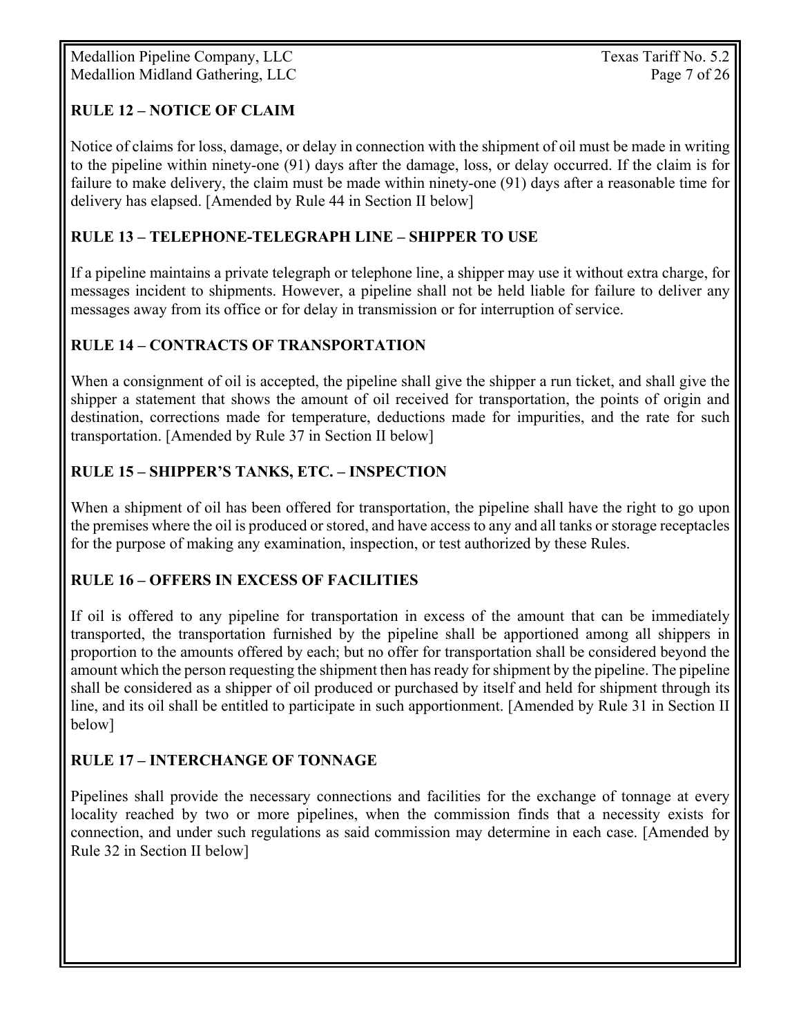## RULE 12 – NOTICE OF CLAIM

Notice of claims for loss, damage, or delay in connection with the shipment of oil must be made in writing to the pipeline within ninety-one (91) days after the damage, loss, or delay occurred. If the claim is for failure to make delivery, the claim must be made within ninety-one (91) days after a reasonable time for delivery has elapsed. [Amended by Rule 44 in Section II below]

## RULE 13 – TELEPHONE-TELEGRAPH LINE – SHIPPER TO USE

If a pipeline maintains a private telegraph or telephone line, a shipper may use it without extra charge, for messages incident to shipments. However, a pipeline shall not be held liable for failure to deliver any messages away from its office or for delay in transmission or for interruption of service.

## RULE 14 – CONTRACTS OF TRANSPORTATION

When a consignment of oil is accepted, the pipeline shall give the shipper a run ticket, and shall give the shipper a statement that shows the amount of oil received for transportation, the points of origin and destination, corrections made for temperature, deductions made for impurities, and the rate for such transportation. [Amended by Rule 37 in Section II below]

## RULE 15 – SHIPPER'S TANKS, ETC. – INSPECTION

When a shipment of oil has been offered for transportation, the pipeline shall have the right to go upon the premises where the oil is produced or stored, and have access to any and all tanks or storage receptacles for the purpose of making any examination, inspection, or test authorized by these Rules.

## RULE 16 – OFFERS IN EXCESS OF FACILITIES

If oil is offered to any pipeline for transportation in excess of the amount that can be immediately transported, the transportation furnished by the pipeline shall be apportioned among all shippers in proportion to the amounts offered by each; but no offer for transportation shall be considered beyond the amount which the person requesting the shipment then has ready for shipment by the pipeline. The pipeline shall be considered as a shipper of oil produced or purchased by itself and held for shipment through its line, and its oil shall be entitled to participate in such apportionment. [Amended by Rule 31 in Section II below]

## RULE 17 – INTERCHANGE OF TONNAGE

Pipelines shall provide the necessary connections and facilities for the exchange of tonnage at every locality reached by two or more pipelines, when the commission finds that a necessity exists for connection, and under such regulations as said commission may determine in each case. [Amended by Rule 32 in Section II below]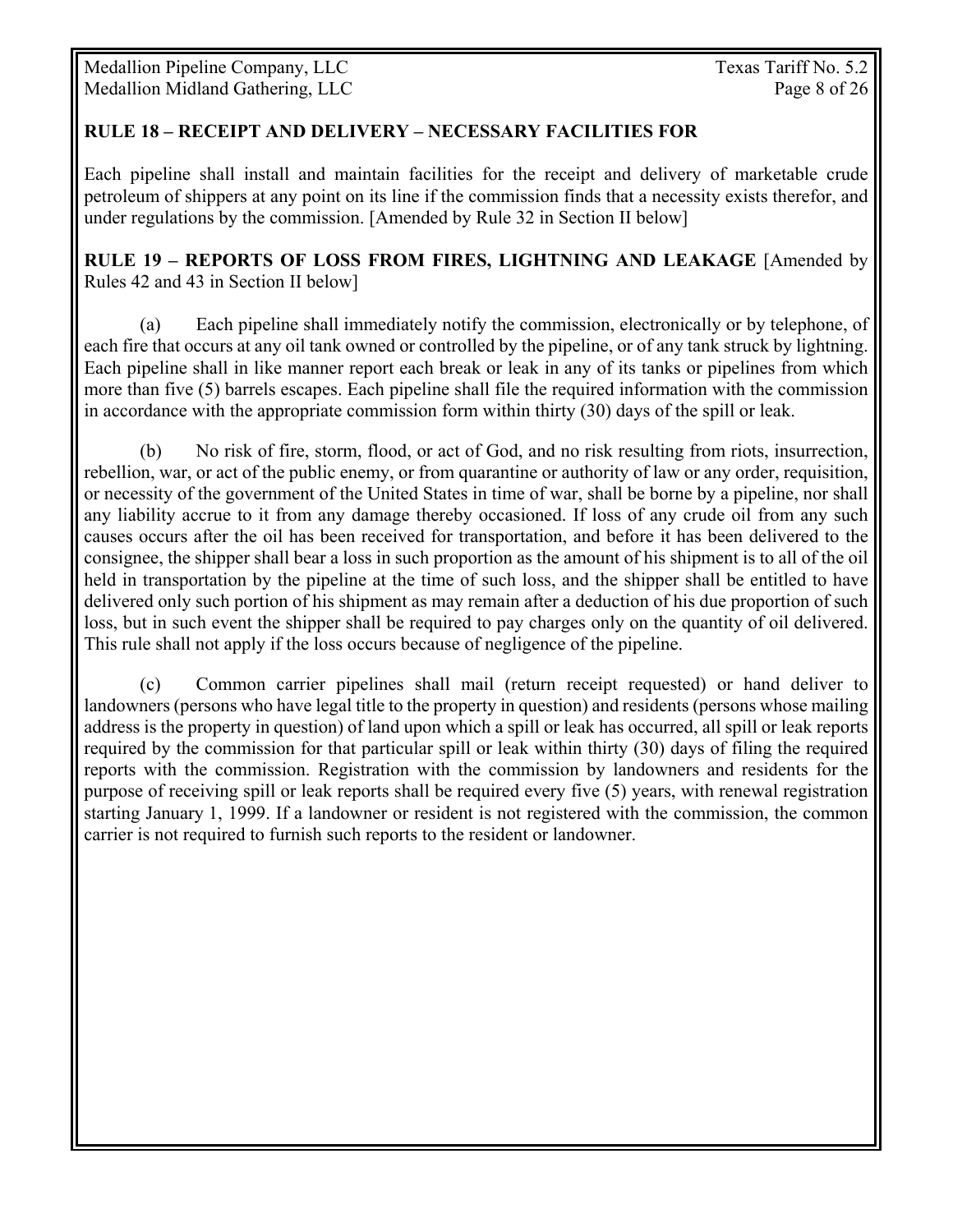**RULE 18 – RECEIPT AND DELIVERY – NECESSARY FACILITIES FOR**

Each pipeline shall install and maintain facilities for the receipt and delivery of marketable crude petroleum of shippers at any point on its line if the commission finds that a necessity exists therefor, and under regulations by the commission. [Amended by Rule 32 in Section II below]

**RULE 19 – REPORTS OF LOSS FROM FIRES, LIGHTNING AND LEAKAGE** [Amended by Rules 42 and 43 in Section II below]

(a) Each pipeline shall immediately notify the commission, electronically or by telephone, of each fire that occurs at any oil tank owned or controlled by the pipeline, or of any tank struck by lightning. Each pipeline shall in like manner report each break or leak in any of its tanks or pipelines from which more than five (5) barrels escapes. Each pipeline shall file the required information with the commission in accordance with the appropriate commission form within thirty (30) days of the spill or leak.

(b) No risk of fire, storm, flood, or act of God, and no risk resulting from riots, insurrection, rebellion, war, or act of the public enemy, or from quarantine or authority of law or any order, requisition, or necessity of the government of the United States in time of war, shall be borne by a pipeline, nor shall any liability accrue to it from any damage thereby occasioned. If loss of any crude oil from any such causes occurs after the oil has been received for transportation, and before it has been delivered to the consignee, the shipper shall bear a loss in such proportion as the amount of his shipment is to all of the oil held in transportation by the pipeline at the time of such loss, and the shipper shall be entitled to have delivered only such portion of his shipment as may remain after a deduction of his due proportion of such loss, but in such event the shipper shall be required to pay charges only on the quantity of oil delivered. This rule shall not apply if the loss occurs because of negligence of the pipeline.

(c) Common carrier pipelines shall mail (return receipt requested) or hand deliver to landowners (persons who have legal title to the property in question) and residents (persons whose mailing address is the property in question) of land upon which a spill or leak has occurred, all spill or leak reports required by the commission for that particular spill or leak within thirty (30) days of filing the required reports with the commission. Registration with the commission by landowners and residents for the purpose of receiving spill or leak reports shall be required every five (5) years, with renewal registration starting January 1, 1999. If a landowner or resident is not registered with the commission, the common carrier is not required to furnish such reports to the resident or landowner.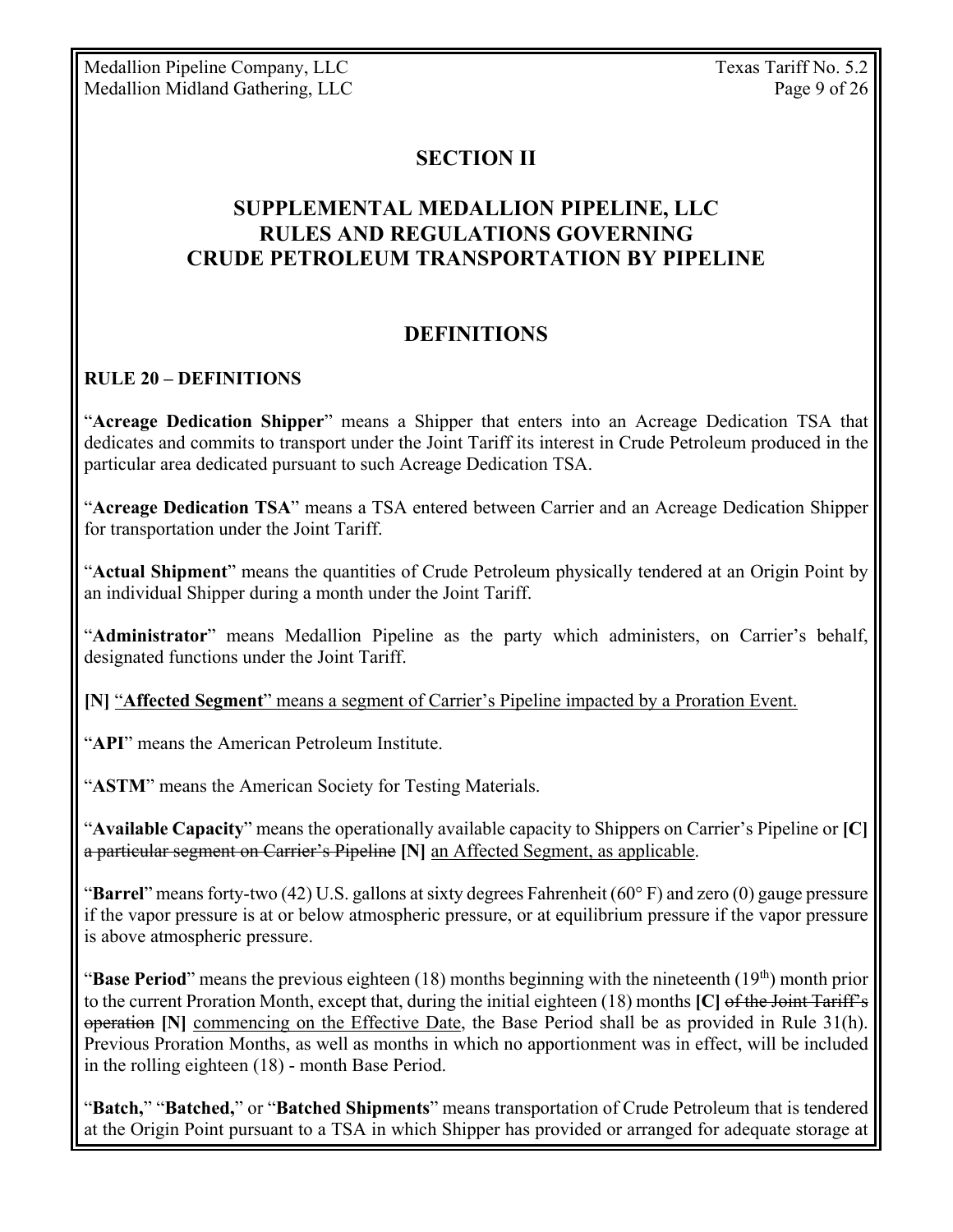## SECTION II

## SUPPLEMENTAL MEDALLION PIPELINE, LLC RULES AND REGULATIONS GOVERNING CRUDE PETROLEUM TRANSPORTATION BY PIPELINE

## DEFINITIONS

### RULE 20 – DEFINITIONS

"**Acreage Dedication Shipper**" means a Shipper that enters into an Acreage Dedication TSA that dedicates and commits to transport under the Joint Tariff its interest in Crude Petroleum produced in the particular area dedicated pursuant to such Acreage Dedication TSA.

"**Acreage Dedication TSA**" means a TSA entered between Carrier and an Acreage Dedication Shipper for transportation under the Joint Tariff.

"**Actual Shipment**" means the quantities of Crude Petroleum physically tendered at an Origin Point by an individual Shipper during a month under the Joint Tariff.

"**Administrator**" means Medallion Pipeline as the party which administers, on Carrier's behalf, designated functions under the Joint Tariff.

**[N]** "**Affected Segment**" means a segment of Carrier's Pipeline impacted by a Proration Event.

"**API**" means the American Petroleum Institute.

"**ASTM**" means the American Society for Testing Materials.

"**Available Capacity**" means the operationally available capacity to Shippers on Carrier's Pipeline or **[C]** ~~a particular segment on Carrier's Pipeline~~ **[N]** an Affected Segment, as applicable.

"**Barrel**" means forty-two (42) U.S. gallons at sixty degrees Fahrenheit (60° F) and zero (0) gauge pressure if the vapor pressure is at or below atmospheric pressure, or at equilibrium pressure if the vapor pressure is above atmospheric pressure.

"**Base Period**" means the previous eighteen (18) months beginning with the nineteenth (19th) month prior to the current Proration Month, except that, during the initial eighteen (18) months **[C]** ~~of the Joint Tariff's operation~~ **[N]** commencing on the Effective Date, the Base Period shall be as provided in Rule 31(h). Previous Proration Months, as well as months in which no apportionment was in effect, will be included in the rolling eighteen (18) - month Base Period.

"**Batch,**" "**Batched,**" or "**Batched Shipments**" means transportation of Crude Petroleum that is tendered at the Origin Point pursuant to a TSA in which Shipper has provided or arranged for adequate storage at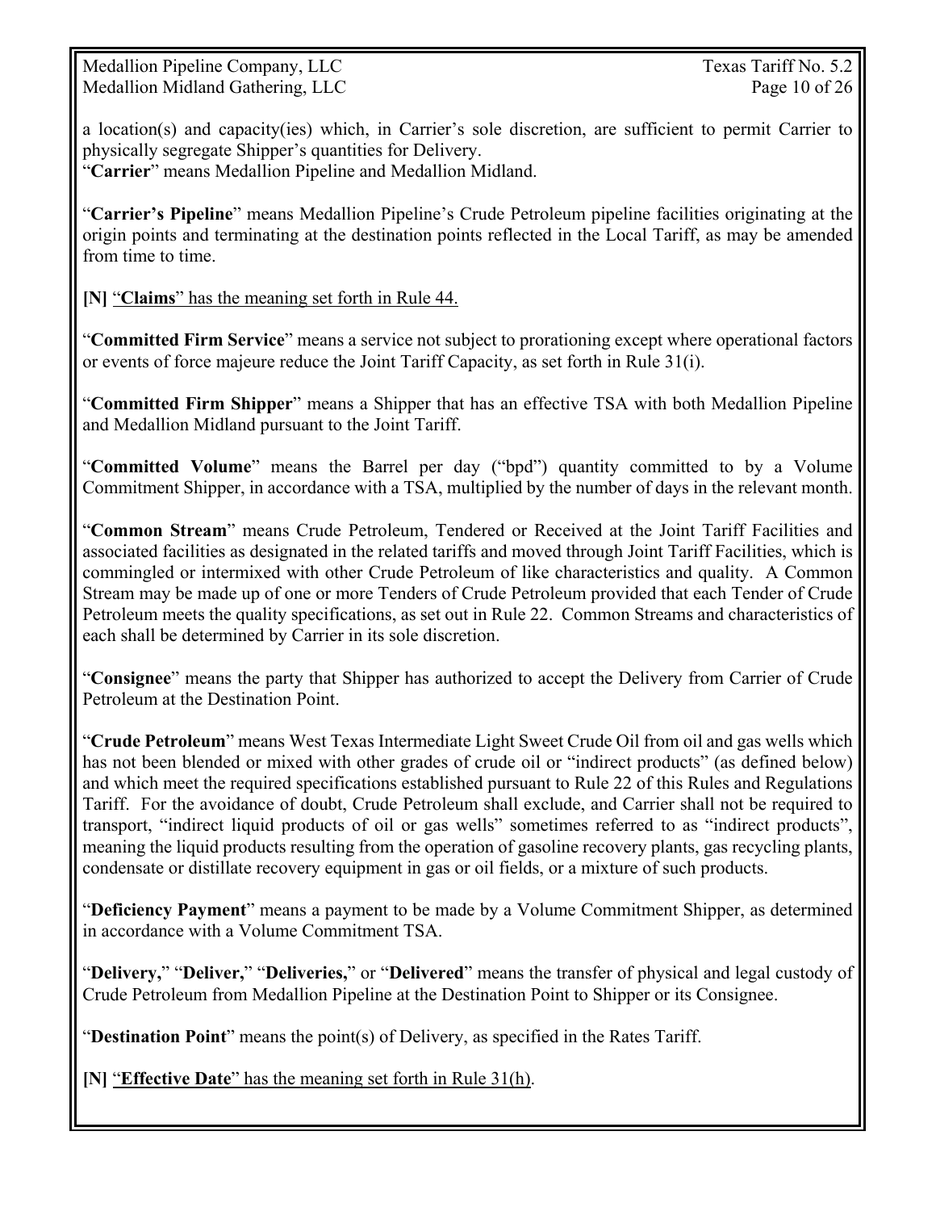a location(s) and capacity(ies) which, in Carrier's sole discretion, are sufficient to permit Carrier to physically segregate Shipper's quantities for Delivery.
"**Carrier**" means Medallion Pipeline and Medallion Midland.

"**Carrier's Pipeline**" means Medallion Pipeline's Crude Petroleum pipeline facilities originating at the origin points and terminating at the destination points reflected in the Local Tariff, as may be amended from time to time.

**[N]** "**Claims**" has the meaning set forth in Rule 44.

"**Committed Firm Service**" means a service not subject to prorationing except where operational factors or events of force majeure reduce the Joint Tariff Capacity, as set forth in Rule 31(i).

"**Committed Firm Shipper**" means a Shipper that has an effective TSA with both Medallion Pipeline and Medallion Midland pursuant to the Joint Tariff.

"**Committed Volume**" means the Barrel per day ("bpd") quantity committed to by a Volume Commitment Shipper, in accordance with a TSA, multiplied by the number of days in the relevant month.

"**Common Stream**" means Crude Petroleum, Tendered or Received at the Joint Tariff Facilities and associated facilities as designated in the related tariffs and moved through Joint Tariff Facilities, which is commingled or intermixed with other Crude Petroleum of like characteristics and quality. A Common Stream may be made up of one or more Tenders of Crude Petroleum provided that each Tender of Crude Petroleum meets the quality specifications, as set out in Rule 22. Common Streams and characteristics of each shall be determined by Carrier in its sole discretion.

"**Consignee**" means the party that Shipper has authorized to accept the Delivery from Carrier of Crude Petroleum at the Destination Point.

"**Crude Petroleum**" means West Texas Intermediate Light Sweet Crude Oil from oil and gas wells which has not been blended or mixed with other grades of crude oil or "indirect products" (as defined below) and which meet the required specifications established pursuant to Rule 22 of this Rules and Regulations Tariff. For the avoidance of doubt, Crude Petroleum shall exclude, and Carrier shall not be required to transport, "indirect liquid products of oil or gas wells" sometimes referred to as "indirect products", meaning the liquid products resulting from the operation of gasoline recovery plants, gas recycling plants, condensate or distillate recovery equipment in gas or oil fields, or a mixture of such products.

"**Deficiency Payment**" means a payment to be made by a Volume Commitment Shipper, as determined in accordance with a Volume Commitment TSA.

"**Delivery,**" "**Deliver,**" "**Deliveries,**" or "**Delivered**" means the transfer of physical and legal custody of Crude Petroleum from Medallion Pipeline at the Destination Point to Shipper or its Consignee.

"**Destination Point**" means the point(s) of Delivery, as specified in the Rates Tariff.

**[N]** "**Effective Date**" has the meaning set forth in Rule 31(h).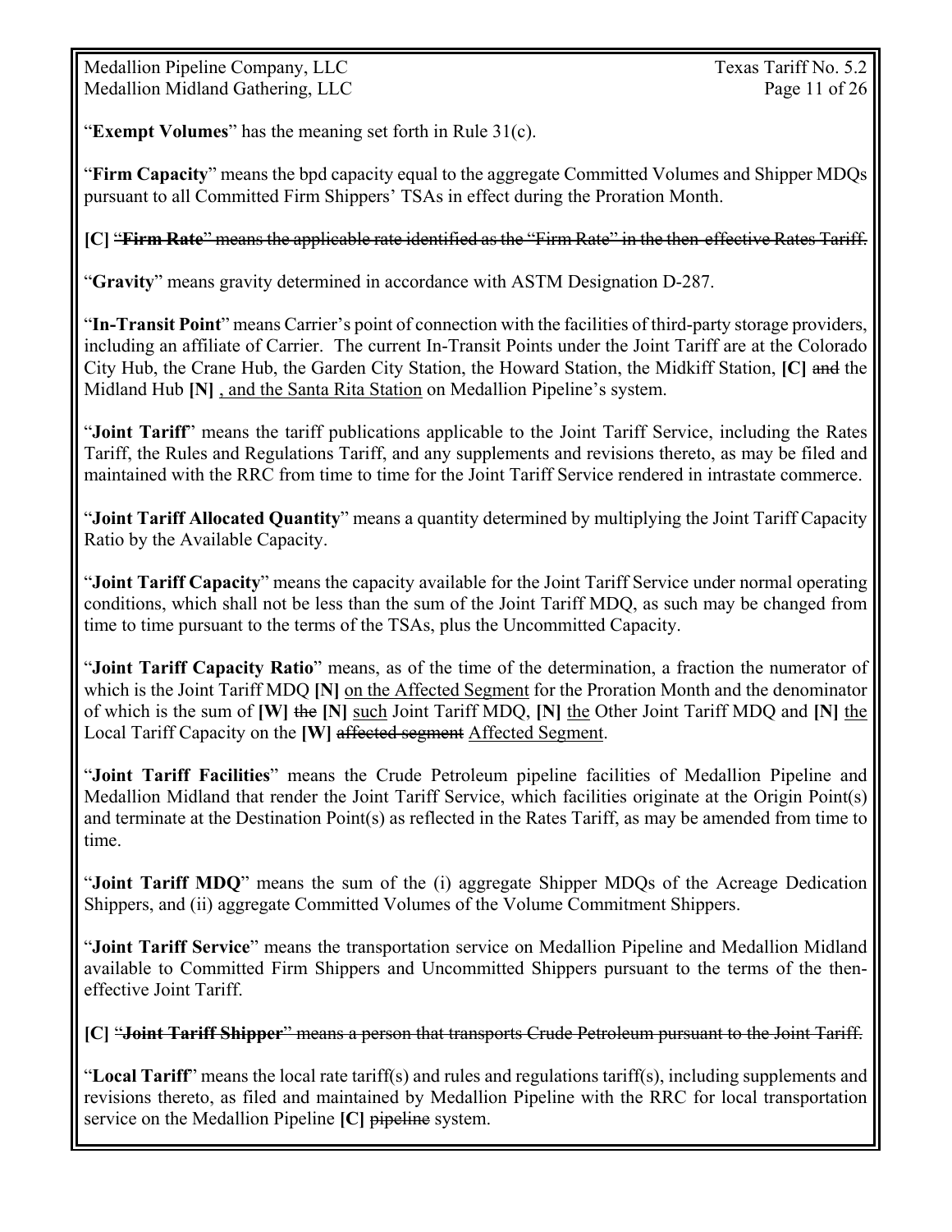"**Exempt Volumes**" has the meaning set forth in Rule 31(c).

"**Firm Capacity**" means the bpd capacity equal to the aggregate Committed Volumes and Shipper MDQs pursuant to all Committed Firm Shippers' TSAs in effect during the Proration Month.

**[C]** ~~"**Firm Rate**" means the applicable rate identified as the "Firm Rate" in the then-effective Rates Tariff.~~

"**Gravity**" means gravity determined in accordance with ASTM Designation D-287.

"**In-Transit Point**" means Carrier's point of connection with the facilities of third-party storage providers, including an affiliate of Carrier. The current In-Transit Points under the Joint Tariff are at the Colorado City Hub, the Crane Hub, the Garden City Station, the Howard Station, the Midkiff Station, **[C]** ~~and~~ the Midland Hub **[N]** <u>, and the Santa Rita Station</u> on Medallion Pipeline's system.

"**Joint Tariff**" means the tariff publications applicable to the Joint Tariff Service, including the Rates Tariff, the Rules and Regulations Tariff, and any supplements and revisions thereto, as may be filed and maintained with the RRC from time to time for the Joint Tariff Service rendered in intrastate commerce.

"**Joint Tariff Allocated Quantity**" means a quantity determined by multiplying the Joint Tariff Capacity Ratio by the Available Capacity.

"**Joint Tariff Capacity**" means the capacity available for the Joint Tariff Service under normal operating conditions, which shall not be less than the sum of the Joint Tariff MDQ, as such may be changed from time to time pursuant to the terms of the TSAs, plus the Uncommitted Capacity.

"**Joint Tariff Capacity Ratio**" means, as of the time of the determination, a fraction the numerator of which is the Joint Tariff MDQ **[N]** <u>on the Affected Segment</u> for the Proration Month and the denominator of which is the sum of **[W]** ~~the~~ **[N]** <u>such</u> Joint Tariff MDQ, **[N]** <u>the</u> Other Joint Tariff MDQ and **[N]** <u>the</u> Local Tariff Capacity on the **[W]** ~~affected segment~~ <u>Affected Segment</u>.

"**Joint Tariff Facilities**" means the Crude Petroleum pipeline facilities of Medallion Pipeline and Medallion Midland that render the Joint Tariff Service, which facilities originate at the Origin Point(s) and terminate at the Destination Point(s) as reflected in the Rates Tariff, as may be amended from time to time.

"**Joint Tariff MDQ**" means the sum of the (i) aggregate Shipper MDQs of the Acreage Dedication Shippers, and (ii) aggregate Committed Volumes of the Volume Commitment Shippers.

"**Joint Tariff Service**" means the transportation service on Medallion Pipeline and Medallion Midland available to Committed Firm Shippers and Uncommitted Shippers pursuant to the terms of the then-effective Joint Tariff.

**[C]** ~~"**Joint Tariff Shipper**" means a person that transports Crude Petroleum pursuant to the Joint Tariff.~~

"**Local Tariff**" means the local rate tariff(s) and rules and regulations tariff(s), including supplements and revisions thereto, as filed and maintained by Medallion Pipeline with the RRC for local transportation service on the Medallion Pipeline **[C]** ~~pipeline~~ system.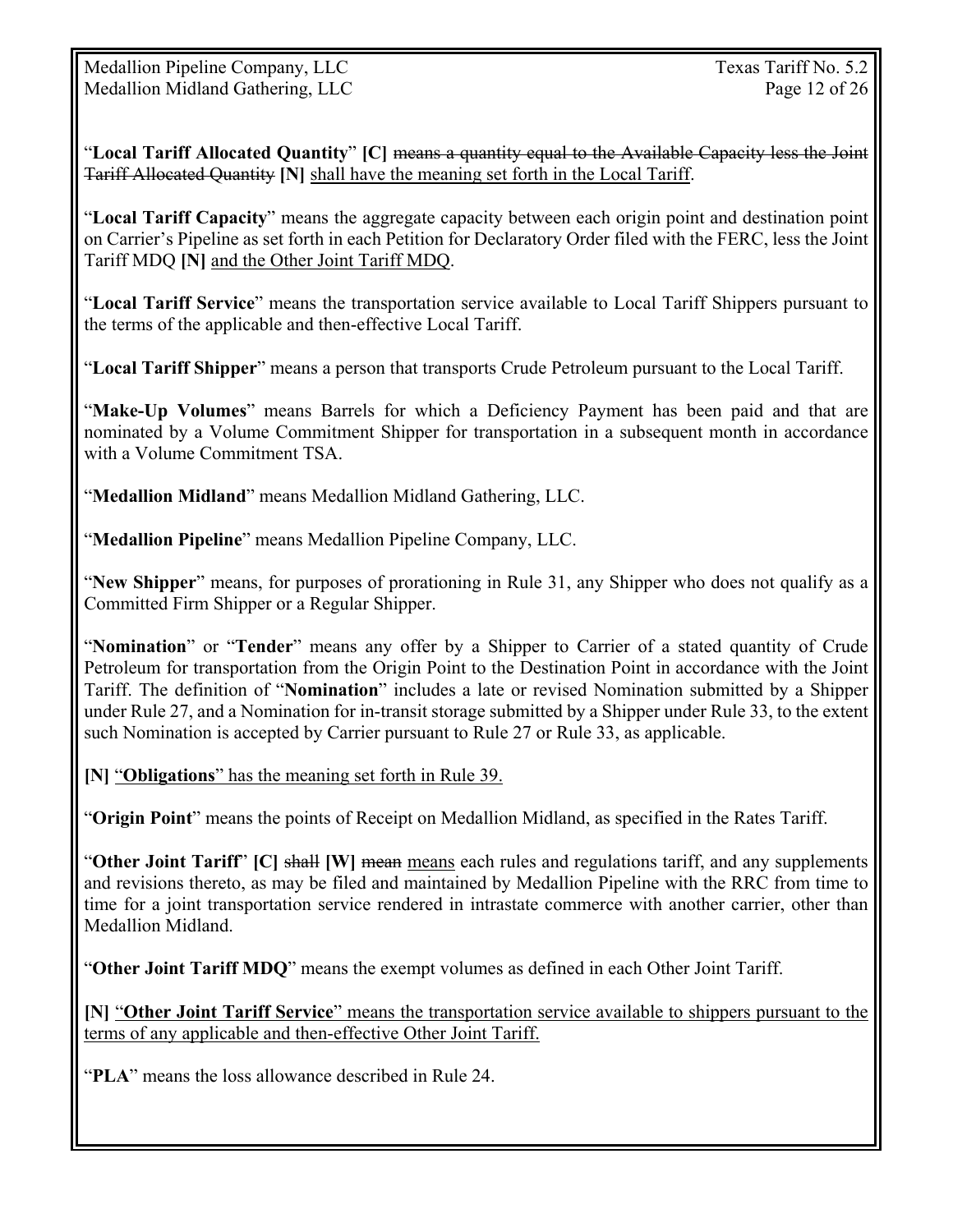"**Local Tariff Allocated Quantity**" **[C]** ~~means a quantity equal to the Available Capacity less the Joint Tariff Allocated Quantity~~ **[N]** <u>shall have the meaning set forth in the Local Tariff</u>.

"**Local Tariff Capacity**" means the aggregate capacity between each origin point and destination point on Carrier's Pipeline as set forth in each Petition for Declaratory Order filed with the FERC, less the Joint Tariff MDQ **[N]** <u>and the Other Joint Tariff MDQ</u>.

"**Local Tariff Service**" means the transportation service available to Local Tariff Shippers pursuant to the terms of the applicable and then-effective Local Tariff.

"**Local Tariff Shipper**" means a person that transports Crude Petroleum pursuant to the Local Tariff.

"**Make-Up Volumes**" means Barrels for which a Deficiency Payment has been paid and that are nominated by a Volume Commitment Shipper for transportation in a subsequent month in accordance with a Volume Commitment TSA.

"**Medallion Midland**" means Medallion Midland Gathering, LLC.

"**Medallion Pipeline**" means Medallion Pipeline Company, LLC.

"**New Shipper**" means, for purposes of prorationing in Rule 31, any Shipper who does not qualify as a Committed Firm Shipper or a Regular Shipper.

"**Nomination**" or "**Tender**" means any offer by a Shipper to Carrier of a stated quantity of Crude Petroleum for transportation from the Origin Point to the Destination Point in accordance with the Joint Tariff. The definition of "**Nomination**" includes a late or revised Nomination submitted by a Shipper under Rule 27, and a Nomination for in-transit storage submitted by a Shipper under Rule 33, to the extent such Nomination is accepted by Carrier pursuant to Rule 27 or Rule 33, as applicable.

**[N]** <u>"**Obligations**" has the meaning set forth in Rule 39.</u>

"**Origin Point**" means the points of Receipt on Medallion Midland, as specified in the Rates Tariff.

"**Other Joint Tariff**" **[C]** ~~shall~~ **[W]** ~~mean~~ <u>means</u> each rules and regulations tariff, and any supplements and revisions thereto, as may be filed and maintained by Medallion Pipeline with the RRC from time to time for a joint transportation service rendered in intrastate commerce with another carrier, other than Medallion Midland.

"**Other Joint Tariff MDQ**" means the exempt volumes as defined in each Other Joint Tariff.

**[N]** <u>"**Other Joint Tariff Service**" means the transportation service available to shippers pursuant to the terms of any applicable and then-effective Other Joint Tariff.</u>

"**PLA**" means the loss allowance described in Rule 24.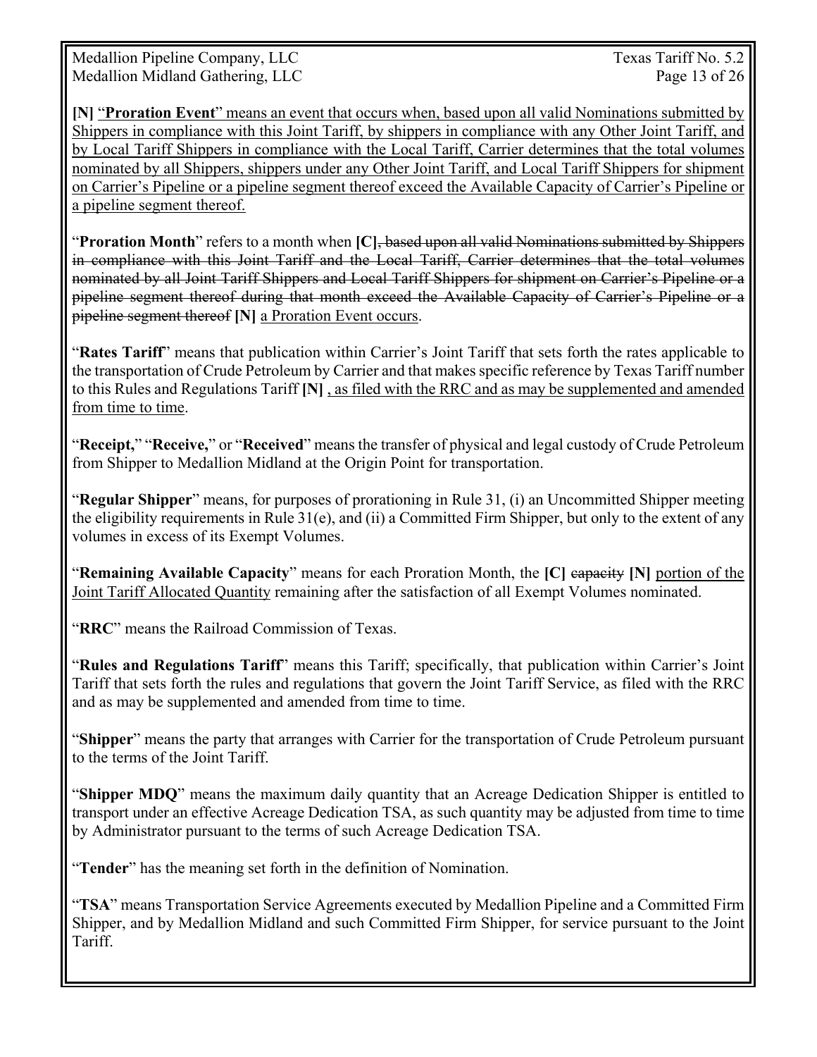**[N]** "**Proration Event**" means an event that occurs when, based upon all valid Nominations submitted by Shippers in compliance with this Joint Tariff, by shippers in compliance with any Other Joint Tariff, and by Local Tariff Shippers in compliance with the Local Tariff, Carrier determines that the total volumes nominated by all Shippers, shippers under any Other Joint Tariff, and Local Tariff Shippers for shipment on Carrier's Pipeline or a pipeline segment thereof exceed the Available Capacity of Carrier's Pipeline or a pipeline segment thereof.

"**Proration Month**" refers to a month when **[C]**~~, based upon all valid Nominations submitted by Shippers in compliance with this Joint Tariff and the Local Tariff, Carrier determines that the total volumes nominated by all Joint Tariff Shippers and Local Tariff Shippers for shipment on Carrier's Pipeline or a pipeline segment thereof during that month exceed the Available Capacity of Carrier's Pipeline or a pipeline segment thereof~~ **[N]** a Proration Event occurs.

"**Rates Tariff**" means that publication within Carrier's Joint Tariff that sets forth the rates applicable to the transportation of Crude Petroleum by Carrier and that makes specific reference by Texas Tariff number to this Rules and Regulations Tariff **[N]** , as filed with the RRC and as may be supplemented and amended from time to time.

"**Receipt,**" "**Receive,**" or "**Received**" means the transfer of physical and legal custody of Crude Petroleum from Shipper to Medallion Midland at the Origin Point for transportation.

"**Regular Shipper**" means, for purposes of prorationing in Rule 31, (i) an Uncommitted Shipper meeting the eligibility requirements in Rule 31(e), and (ii) a Committed Firm Shipper, but only to the extent of any volumes in excess of its Exempt Volumes.

"**Remaining Available Capacity**" means for each Proration Month, the **[C]** ~~capacity~~ **[N]** portion of the Joint Tariff Allocated Quantity remaining after the satisfaction of all Exempt Volumes nominated.

"**RRC**" means the Railroad Commission of Texas.

"**Rules and Regulations Tariff**" means this Tariff; specifically, that publication within Carrier's Joint Tariff that sets forth the rules and regulations that govern the Joint Tariff Service, as filed with the RRC and as may be supplemented and amended from time to time.

"**Shipper**" means the party that arranges with Carrier for the transportation of Crude Petroleum pursuant to the terms of the Joint Tariff.

"**Shipper MDQ**" means the maximum daily quantity that an Acreage Dedication Shipper is entitled to transport under an effective Acreage Dedication TSA, as such quantity may be adjusted from time to time by Administrator pursuant to the terms of such Acreage Dedication TSA.

"**Tender**" has the meaning set forth in the definition of Nomination.

"**TSA**" means Transportation Service Agreements executed by Medallion Pipeline and a Committed Firm Shipper, and by Medallion Midland and such Committed Firm Shipper, for service pursuant to the Joint Tariff.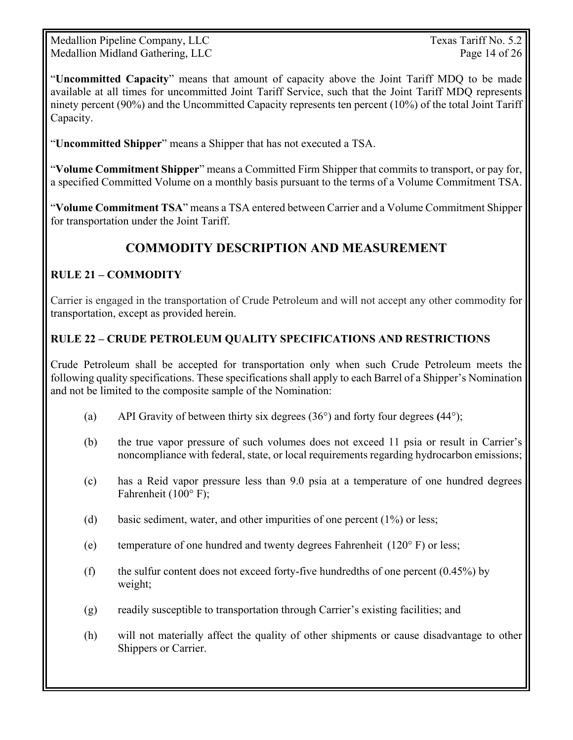"**Uncommitted Capacity**" means that amount of capacity above the Joint Tariff MDQ to be made available at all times for uncommitted Joint Tariff Service, such that the Joint Tariff MDQ represents ninety percent (90%) and the Uncommitted Capacity represents ten percent (10%) of the total Joint Tariff Capacity.

"**Uncommitted Shipper**" means a Shipper that has not executed a TSA.

"**Volume Commitment Shipper**" means a Committed Firm Shipper that commits to transport, or pay for, a specified Committed Volume on a monthly basis pursuant to the terms of a Volume Commitment TSA.

"**Volume Commitment TSA**" means a TSA entered between Carrier and a Volume Commitment Shipper for transportation under the Joint Tariff.

## COMMODITY DESCRIPTION AND MEASUREMENT

### RULE 21 – COMMODITY

Carrier is engaged in the transportation of Crude Petroleum and will not accept any other commodity for transportation, except as provided herein.

### RULE 22 – CRUDE PETROLEUM QUALITY SPECIFICATIONS AND RESTRICTIONS

Crude Petroleum shall be accepted for transportation only when such Crude Petroleum meets the following quality specifications. These specifications shall apply to each Barrel of a Shipper's Nomination and not be limited to the composite sample of the Nomination:

(a) API Gravity of between thirty six degrees (36°) and forty four degrees (44°);

(b) the true vapor pressure of such volumes does not exceed 11 psia or result in Carrier's noncompliance with federal, state, or local requirements regarding hydrocarbon emissions;

(c) has a Reid vapor pressure less than 9.0 psia at a temperature of one hundred degrees Fahrenheit (100° F);

(d) basic sediment, water, and other impurities of one percent (1%) or less;

(e) temperature of one hundred and twenty degrees Fahrenheit (120° F) or less;

(f) the sulfur content does not exceed forty-five hundredths of one percent (0.45%) by weight;

(g) readily susceptible to transportation through Carrier's existing facilities; and

(h) will not materially affect the quality of other shipments or cause disadvantage to other Shippers or Carrier.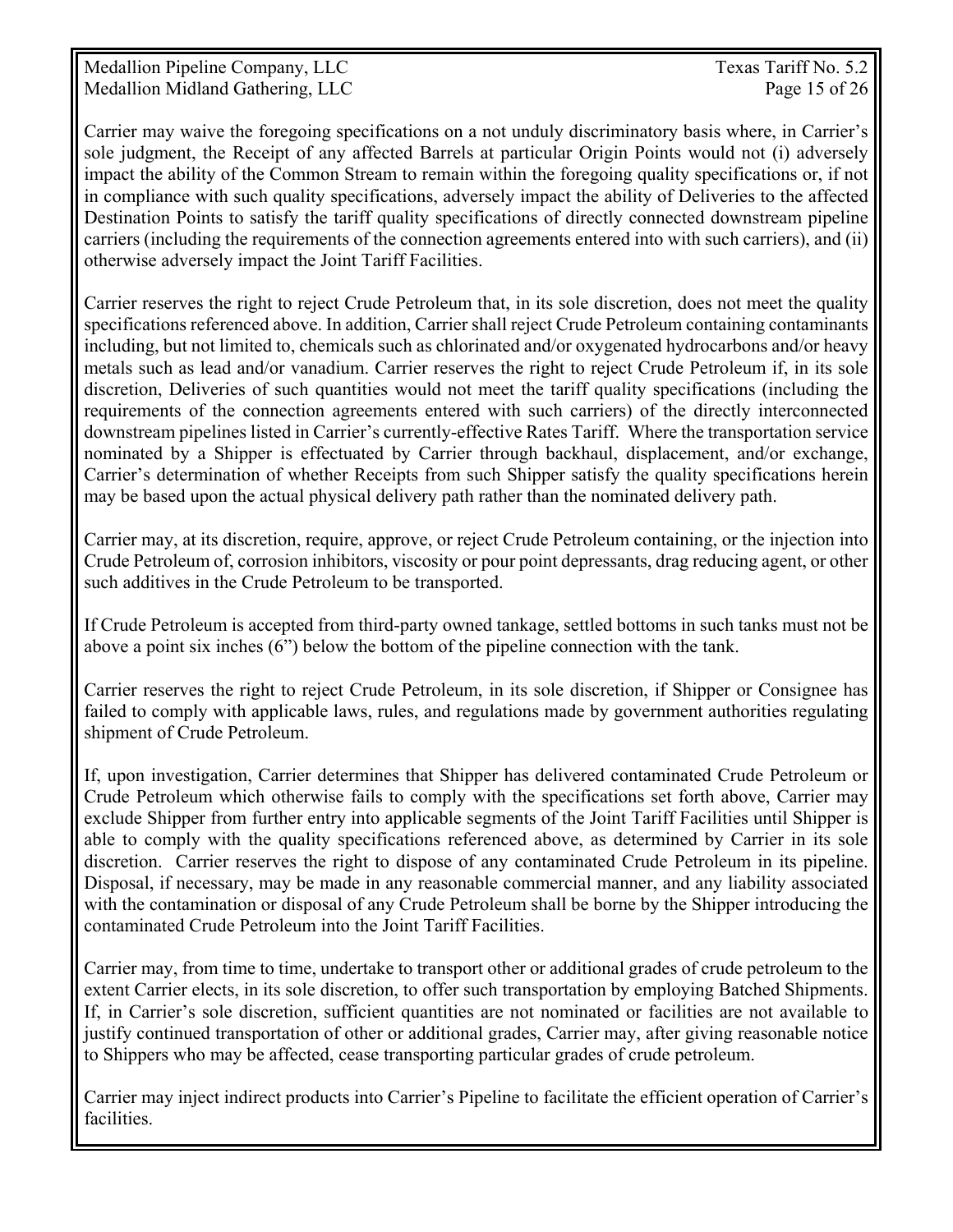Carrier may waive the foregoing specifications on a not unduly discriminatory basis where, in Carrier's sole judgment, the Receipt of any affected Barrels at particular Origin Points would not (i) adversely impact the ability of the Common Stream to remain within the foregoing quality specifications or, if not in compliance with such quality specifications, adversely impact the ability of Deliveries to the affected Destination Points to satisfy the tariff quality specifications of directly connected downstream pipeline carriers (including the requirements of the connection agreements entered into with such carriers), and (ii) otherwise adversely impact the Joint Tariff Facilities.

Carrier reserves the right to reject Crude Petroleum that, in its sole discretion, does not meet the quality specifications referenced above. In addition, Carrier shall reject Crude Petroleum containing contaminants including, but not limited to, chemicals such as chlorinated and/or oxygenated hydrocarbons and/or heavy metals such as lead and/or vanadium. Carrier reserves the right to reject Crude Petroleum if, in its sole discretion, Deliveries of such quantities would not meet the tariff quality specifications (including the requirements of the connection agreements entered with such carriers) of the directly interconnected downstream pipelines listed in Carrier's currently-effective Rates Tariff. Where the transportation service nominated by a Shipper is effectuated by Carrier through backhaul, displacement, and/or exchange, Carrier's determination of whether Receipts from such Shipper satisfy the quality specifications herein may be based upon the actual physical delivery path rather than the nominated delivery path.

Carrier may, at its discretion, require, approve, or reject Crude Petroleum containing, or the injection into Crude Petroleum of, corrosion inhibitors, viscosity or pour point depressants, drag reducing agent, or other such additives in the Crude Petroleum to be transported.

If Crude Petroleum is accepted from third-party owned tankage, settled bottoms in such tanks must not be above a point six inches (6") below the bottom of the pipeline connection with the tank.

Carrier reserves the right to reject Crude Petroleum, in its sole discretion, if Shipper or Consignee has failed to comply with applicable laws, rules, and regulations made by government authorities regulating shipment of Crude Petroleum.

If, upon investigation, Carrier determines that Shipper has delivered contaminated Crude Petroleum or Crude Petroleum which otherwise fails to comply with the specifications set forth above, Carrier may exclude Shipper from further entry into applicable segments of the Joint Tariff Facilities until Shipper is able to comply with the quality specifications referenced above, as determined by Carrier in its sole discretion. Carrier reserves the right to dispose of any contaminated Crude Petroleum in its pipeline. Disposal, if necessary, may be made in any reasonable commercial manner, and any liability associated with the contamination or disposal of any Crude Petroleum shall be borne by the Shipper introducing the contaminated Crude Petroleum into the Joint Tariff Facilities.

Carrier may, from time to time, undertake to transport other or additional grades of crude petroleum to the extent Carrier elects, in its sole discretion, to offer such transportation by employing Batched Shipments. If, in Carrier's sole discretion, sufficient quantities are not nominated or facilities are not available to justify continued transportation of other or additional grades, Carrier may, after giving reasonable notice to Shippers who may be affected, cease transporting particular grades of crude petroleum.

Carrier may inject indirect products into Carrier's Pipeline to facilitate the efficient operation of Carrier's facilities.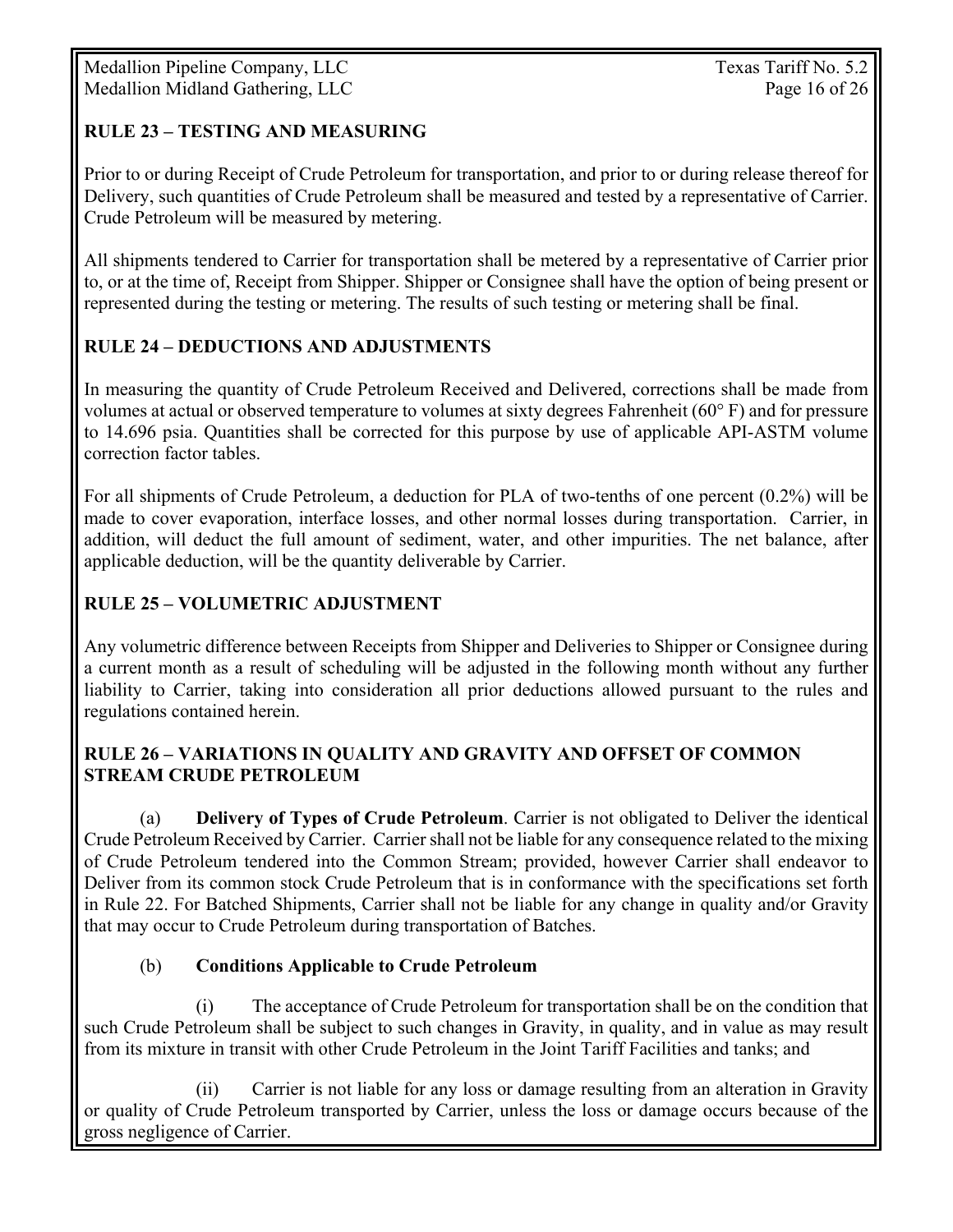## RULE 23 – TESTING AND MEASURING

Prior to or during Receipt of Crude Petroleum for transportation, and prior to or during release thereof for Delivery, such quantities of Crude Petroleum shall be measured and tested by a representative of Carrier. Crude Petroleum will be measured by metering.

All shipments tendered to Carrier for transportation shall be metered by a representative of Carrier prior to, or at the time of, Receipt from Shipper. Shipper or Consignee shall have the option of being present or represented during the testing or metering. The results of such testing or metering shall be final.

## RULE 24 – DEDUCTIONS AND ADJUSTMENTS

In measuring the quantity of Crude Petroleum Received and Delivered, corrections shall be made from volumes at actual or observed temperature to volumes at sixty degrees Fahrenheit (60° F) and for pressure to 14.696 psia. Quantities shall be corrected for this purpose by use of applicable API-ASTM volume correction factor tables.

For all shipments of Crude Petroleum, a deduction for PLA of two-tenths of one percent (0.2%) will be made to cover evaporation, interface losses, and other normal losses during transportation. Carrier, in addition, will deduct the full amount of sediment, water, and other impurities. The net balance, after applicable deduction, will be the quantity deliverable by Carrier.

## RULE 25 – VOLUMETRIC ADJUSTMENT

Any volumetric difference between Receipts from Shipper and Deliveries to Shipper or Consignee during a current month as a result of scheduling will be adjusted in the following month without any further liability to Carrier, taking into consideration all prior deductions allowed pursuant to the rules and regulations contained herein.

## RULE 26 – VARIATIONS IN QUALITY AND GRAVITY AND OFFSET OF COMMON STREAM CRUDE PETROLEUM

(a) **Delivery of Types of Crude Petroleum**. Carrier is not obligated to Deliver the identical Crude Petroleum Received by Carrier. Carrier shall not be liable for any consequence related to the mixing of Crude Petroleum tendered into the Common Stream; provided, however Carrier shall endeavor to Deliver from its common stock Crude Petroleum that is in conformance with the specifications set forth in Rule 22. For Batched Shipments, Carrier shall not be liable for any change in quality and/or Gravity that may occur to Crude Petroleum during transportation of Batches.

(b) **Conditions Applicable to Crude Petroleum**

(i) The acceptance of Crude Petroleum for transportation shall be on the condition that such Crude Petroleum shall be subject to such changes in Gravity, in quality, and in value as may result from its mixture in transit with other Crude Petroleum in the Joint Tariff Facilities and tanks; and

(ii) Carrier is not liable for any loss or damage resulting from an alteration in Gravity or quality of Crude Petroleum transported by Carrier, unless the loss or damage occurs because of the gross negligence of Carrier.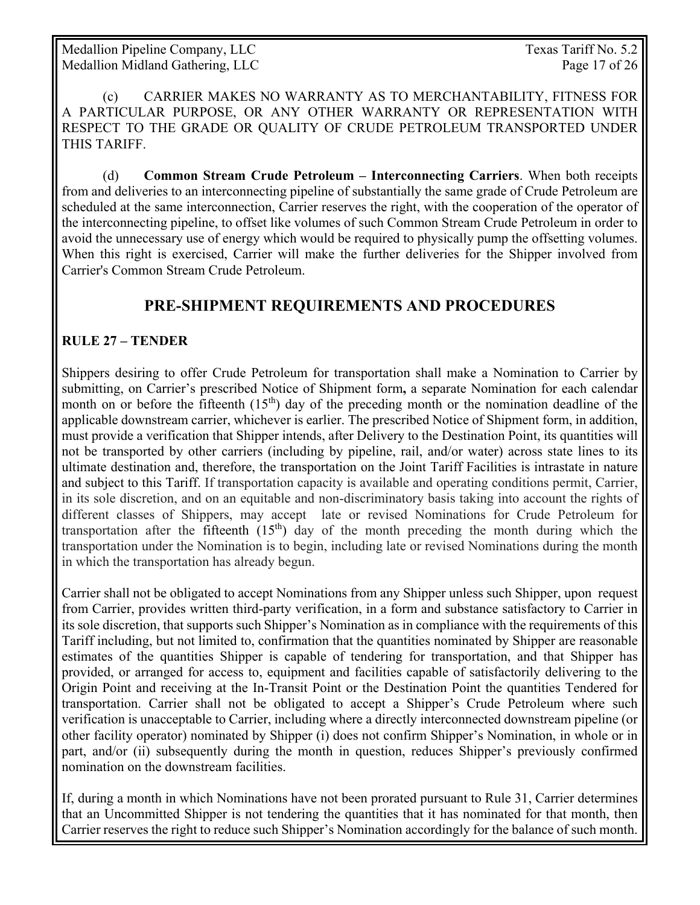(c) CARRIER MAKES NO WARRANTY AS TO MERCHANTABILITY, FITNESS FOR A PARTICULAR PURPOSE, OR ANY OTHER WARRANTY OR REPRESENTATION WITH RESPECT TO THE GRADE OR QUALITY OF CRUDE PETROLEUM TRANSPORTED UNDER THIS TARIFF.

(d) **Common Stream Crude Petroleum – Interconnecting Carriers**. When both receipts from and deliveries to an interconnecting pipeline of substantially the same grade of Crude Petroleum are scheduled at the same interconnection, Carrier reserves the right, with the cooperation of the operator of the interconnecting pipeline, to offset like volumes of such Common Stream Crude Petroleum in order to avoid the unnecessary use of energy which would be required to physically pump the offsetting volumes. When this right is exercised, Carrier will make the further deliveries for the Shipper involved from Carrier's Common Stream Crude Petroleum.

## PRE-SHIPMENT REQUIREMENTS AND PROCEDURES

### RULE 27 – TENDER

Shippers desiring to offer Crude Petroleum for transportation shall make a Nomination to Carrier by submitting, on Carrier's prescribed Notice of Shipment form**,** a separate Nomination for each calendar month on or before the fifteenth (15th) day of the preceding month or the nomination deadline of the applicable downstream carrier, whichever is earlier. The prescribed Notice of Shipment form, in addition, must provide a verification that Shipper intends, after Delivery to the Destination Point, its quantities will not be transported by other carriers (including by pipeline, rail, and/or water) across state lines to its ultimate destination and, therefore, the transportation on the Joint Tariff Facilities is intrastate in nature and subject to this Tariff. If transportation capacity is available and operating conditions permit, Carrier, in its sole discretion, and on an equitable and non-discriminatory basis taking into account the rights of different classes of Shippers, may accept late or revised Nominations for Crude Petroleum for transportation after the fifteenth (15th) day of the month preceding the month during which the transportation under the Nomination is to begin, including late or revised Nominations during the month in which the transportation has already begun.

Carrier shall not be obligated to accept Nominations from any Shipper unless such Shipper, upon request from Carrier, provides written third-party verification, in a form and substance satisfactory to Carrier in its sole discretion, that supports such Shipper's Nomination as in compliance with the requirements of this Tariff including, but not limited to, confirmation that the quantities nominated by Shipper are reasonable estimates of the quantities Shipper is capable of tendering for transportation, and that Shipper has provided, or arranged for access to, equipment and facilities capable of satisfactorily delivering to the Origin Point and receiving at the In-Transit Point or the Destination Point the quantities Tendered for transportation. Carrier shall not be obligated to accept a Shipper's Crude Petroleum where such verification is unacceptable to Carrier, including where a directly interconnected downstream pipeline (or other facility operator) nominated by Shipper (i) does not confirm Shipper's Nomination, in whole or in part, and/or (ii) subsequently during the month in question, reduces Shipper's previously confirmed nomination on the downstream facilities.

If, during a month in which Nominations have not been prorated pursuant to Rule 31, Carrier determines that an Uncommitted Shipper is not tendering the quantities that it has nominated for that month, then Carrier reserves the right to reduce such Shipper's Nomination accordingly for the balance of such month.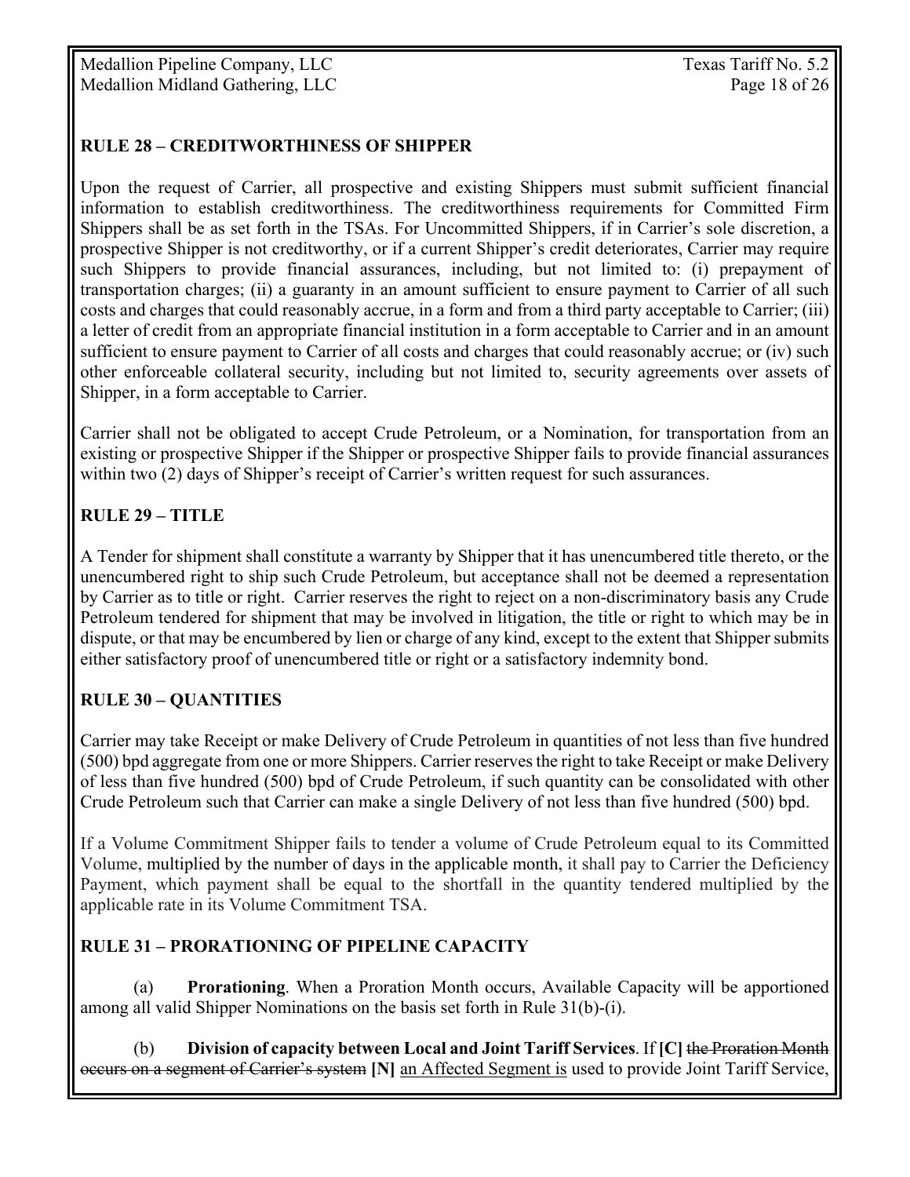## RULE 28 – CREDITWORTHINESS OF SHIPPER

Upon the request of Carrier, all prospective and existing Shippers must submit sufficient financial information to establish creditworthiness. The creditworthiness requirements for Committed Firm Shippers shall be as set forth in the TSAs. For Uncommitted Shippers, if in Carrier's sole discretion, a prospective Shipper is not creditworthy, or if a current Shipper's credit deteriorates, Carrier may require such Shippers to provide financial assurances, including, but not limited to: (i) prepayment of transportation charges; (ii) a guaranty in an amount sufficient to ensure payment to Carrier of all such costs and charges that could reasonably accrue, in a form and from a third party acceptable to Carrier; (iii) a letter of credit from an appropriate financial institution in a form acceptable to Carrier and in an amount sufficient to ensure payment to Carrier of all costs and charges that could reasonably accrue; or (iv) such other enforceable collateral security, including but not limited to, security agreements over assets of Shipper, in a form acceptable to Carrier.

Carrier shall not be obligated to accept Crude Petroleum, or a Nomination, for transportation from an existing or prospective Shipper if the Shipper or prospective Shipper fails to provide financial assurances within two (2) days of Shipper's receipt of Carrier's written request for such assurances.

## RULE 29 – TITLE

A Tender for shipment shall constitute a warranty by Shipper that it has unencumbered title thereto, or the unencumbered right to ship such Crude Petroleum, but acceptance shall not be deemed a representation by Carrier as to title or right. Carrier reserves the right to reject on a non-discriminatory basis any Crude Petroleum tendered for shipment that may be involved in litigation, the title or right to which may be in dispute, or that may be encumbered by lien or charge of any kind, except to the extent that Shipper submits either satisfactory proof of unencumbered title or right or a satisfactory indemnity bond.

## RULE 30 – QUANTITIES

Carrier may take Receipt or make Delivery of Crude Petroleum in quantities of not less than five hundred (500) bpd aggregate from one or more Shippers. Carrier reserves the right to take Receipt or make Delivery of less than five hundred (500) bpd of Crude Petroleum, if such quantity can be consolidated with other Crude Petroleum such that Carrier can make a single Delivery of not less than five hundred (500) bpd.

If a Volume Commitment Shipper fails to tender a volume of Crude Petroleum equal to its Committed Volume, multiplied by the number of days in the applicable month, it shall pay to Carrier the Deficiency Payment, which payment shall be equal to the shortfall in the quantity tendered multiplied by the applicable rate in its Volume Commitment TSA.

## RULE 31 – PRORATIONING OF PIPELINE CAPACITY

(a) **Prorationing**. When a Proration Month occurs, Available Capacity will be apportioned among all valid Shipper Nominations on the basis set forth in Rule 31(b)-(i).

(b) **Division of capacity between Local and Joint Tariff Services**. If **[C]** ~~the Proration Month occurs on a segment of Carrier's system~~ **[N]** <u>an Affected Segment is</u> used to provide Joint Tariff Service,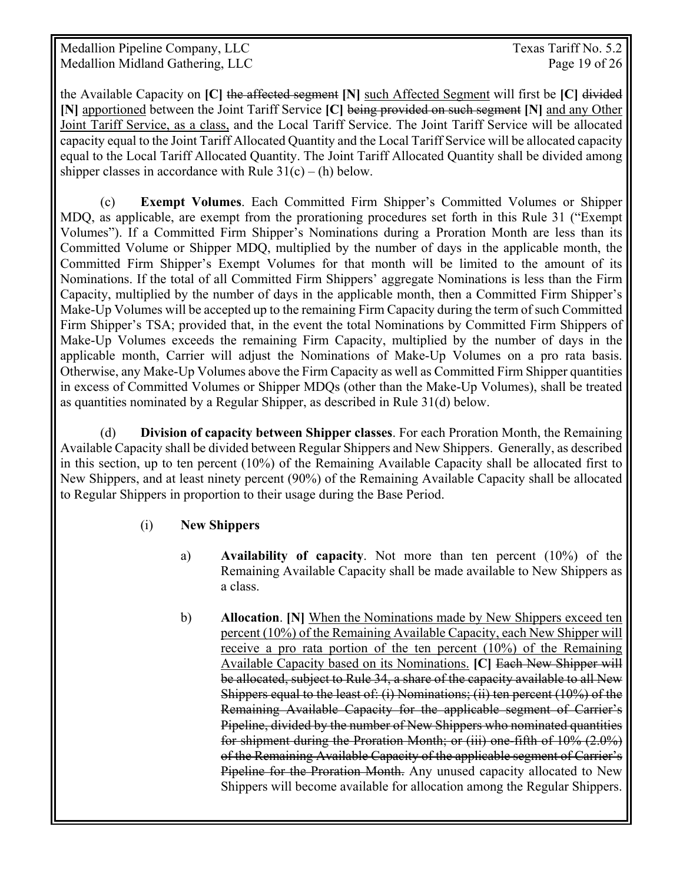the Available Capacity on **[C]** ~~the affected segment~~ **[N]** <u>such Affected Segment</u> will first be **[C]** ~~divided~~ **[N]** <u>apportioned</u> between the Joint Tariff Service **[C]** ~~being provided on such segment~~ **[N]** <u>and any Other Joint Tariff Service, as a class,</u> and the Local Tariff Service. The Joint Tariff Service will be allocated capacity equal to the Joint Tariff Allocated Quantity and the Local Tariff Service will be allocated capacity equal to the Local Tariff Allocated Quantity. The Joint Tariff Allocated Quantity shall be divided among shipper classes in accordance with Rule 31(c) – (h) below.

(c) **Exempt Volumes**. Each Committed Firm Shipper's Committed Volumes or Shipper MDQ, as applicable, are exempt from the prorationing procedures set forth in this Rule 31 ("Exempt Volumes"). If a Committed Firm Shipper's Nominations during a Proration Month are less than its Committed Volume or Shipper MDQ, multiplied by the number of days in the applicable month, the Committed Firm Shipper's Exempt Volumes for that month will be limited to the amount of its Nominations. If the total of all Committed Firm Shippers' aggregate Nominations is less than the Firm Capacity, multiplied by the number of days in the applicable month, then a Committed Firm Shipper's Make-Up Volumes will be accepted up to the remaining Firm Capacity during the term of such Committed Firm Shipper's TSA; provided that, in the event the total Nominations by Committed Firm Shippers of Make-Up Volumes exceeds the remaining Firm Capacity, multiplied by the number of days in the applicable month, Carrier will adjust the Nominations of Make-Up Volumes on a pro rata basis. Otherwise, any Make-Up Volumes above the Firm Capacity as well as Committed Firm Shipper quantities in excess of Committed Volumes or Shipper MDQs (other than the Make-Up Volumes), shall be treated as quantities nominated by a Regular Shipper, as described in Rule 31(d) below.

(d) **Division of capacity between Shipper classes**. For each Proration Month, the Remaining Available Capacity shall be divided between Regular Shippers and New Shippers. Generally, as described in this section, up to ten percent (10%) of the Remaining Available Capacity shall be allocated first to New Shippers, and at least ninety percent (90%) of the Remaining Available Capacity shall be allocated to Regular Shippers in proportion to their usage during the Base Period.

(i) **New Shippers**

a) **Availability of capacity**. Not more than ten percent (10%) of the Remaining Available Capacity shall be made available to New Shippers as a class.

b) **Allocation**. **[N]** <u>When the Nominations made by New Shippers exceed ten percent (10%) of the Remaining Available Capacity, each New Shipper will receive a pro rata portion of the ten percent (10%) of the Remaining Available Capacity based on its Nominations.</u> **[C]** ~~Each New Shipper will be allocated, subject to Rule 34, a share of the capacity available to all New Shippers equal to the least of: (i) Nominations; (ii) ten percent (10%) of the Remaining Available Capacity for the applicable segment of Carrier's Pipeline, divided by the number of New Shippers who nominated quantities for shipment during the Proration Month; or (iii) one-fifth of 10% (2.0%) of the Remaining Available Capacity of the applicable segment of Carrier's Pipeline for the Proration Month.~~ Any unused capacity allocated to New Shippers will become available for allocation among the Regular Shippers.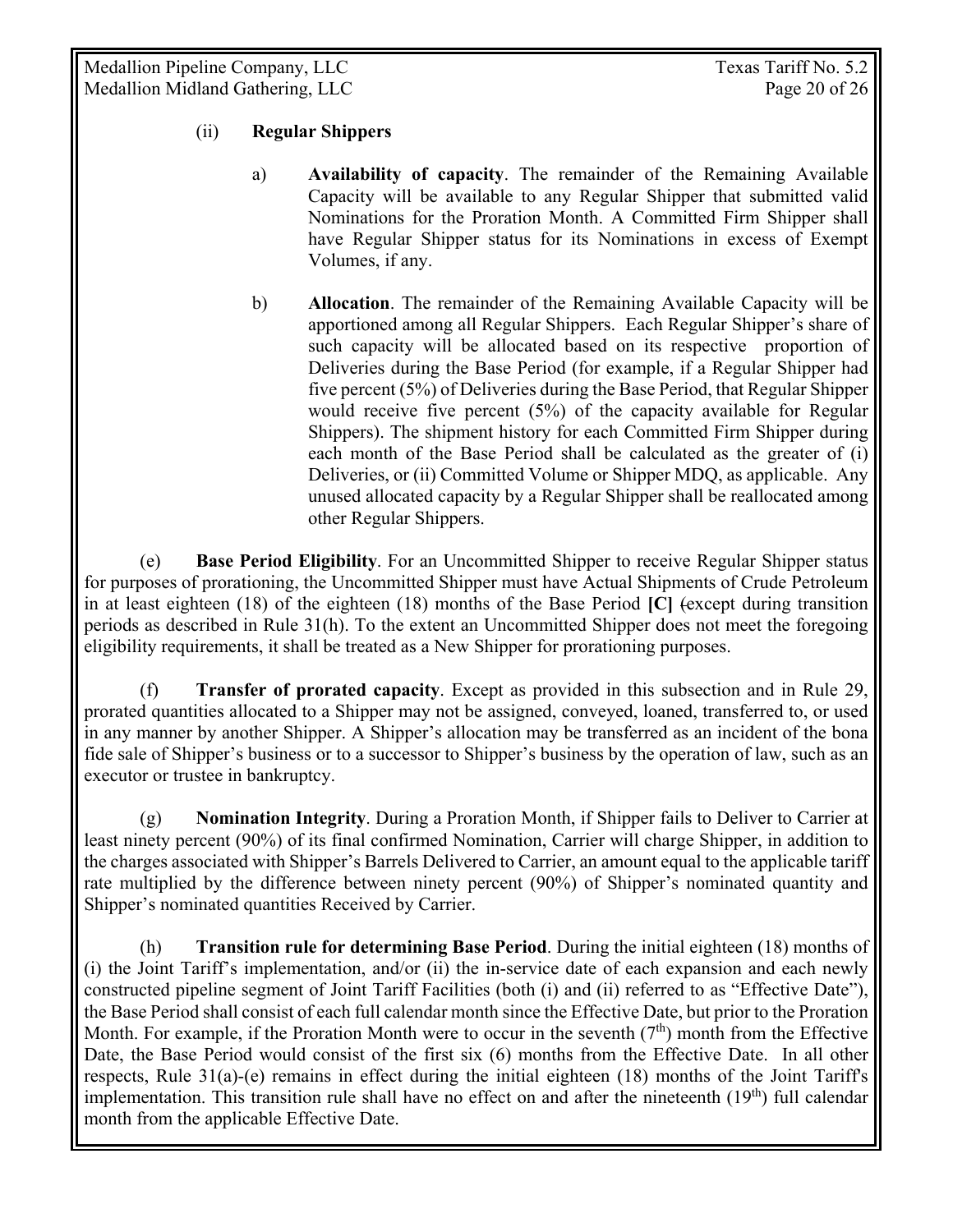(ii) **Regular Shippers**

a) **Availability of capacity**. The remainder of the Remaining Available Capacity will be available to any Regular Shipper that submitted valid Nominations for the Proration Month. A Committed Firm Shipper shall have Regular Shipper status for its Nominations in excess of Exempt Volumes, if any.

b) **Allocation**. The remainder of the Remaining Available Capacity will be apportioned among all Regular Shippers. Each Regular Shipper's share of such capacity will be allocated based on its respective proportion of Deliveries during the Base Period (for example, if a Regular Shipper had five percent (5%) of Deliveries during the Base Period, that Regular Shipper would receive five percent (5%) of the capacity available for Regular Shippers). The shipment history for each Committed Firm Shipper during each month of the Base Period shall be calculated as the greater of (i) Deliveries, or (ii) Committed Volume or Shipper MDQ, as applicable. Any unused allocated capacity by a Regular Shipper shall be reallocated among other Regular Shippers.

(e) **Base Period Eligibility**. For an Uncommitted Shipper to receive Regular Shipper status for purposes of prorationing, the Uncommitted Shipper must have Actual Shipments of Crude Petroleum in at least eighteen (18) of the eighteen (18) months of the Base Period **[C]** (except during transition periods as described in Rule 31(h). To the extent an Uncommitted Shipper does not meet the foregoing eligibility requirements, it shall be treated as a New Shipper for prorationing purposes.

(f) **Transfer of prorated capacity**. Except as provided in this subsection and in Rule 29, prorated quantities allocated to a Shipper may not be assigned, conveyed, loaned, transferred to, or used in any manner by another Shipper. A Shipper's allocation may be transferred as an incident of the bona fide sale of Shipper's business or to a successor to Shipper's business by the operation of law, such as an executor or trustee in bankruptcy.

(g) **Nomination Integrity**. During a Proration Month, if Shipper fails to Deliver to Carrier at least ninety percent (90%) of its final confirmed Nomination, Carrier will charge Shipper, in addition to the charges associated with Shipper's Barrels Delivered to Carrier, an amount equal to the applicable tariff rate multiplied by the difference between ninety percent (90%) of Shipper's nominated quantity and Shipper's nominated quantities Received by Carrier.

(h) **Transition rule for determining Base Period**. During the initial eighteen (18) months of (i) the Joint Tariff's implementation, and/or (ii) the in-service date of each expansion and each newly constructed pipeline segment of Joint Tariff Facilities (both (i) and (ii) referred to as "Effective Date"), the Base Period shall consist of each full calendar month since the Effective Date, but prior to the Proration Month. For example, if the Proration Month were to occur in the seventh (7th) month from the Effective Date, the Base Period would consist of the first six (6) months from the Effective Date. In all other respects, Rule 31(a)-(e) remains in effect during the initial eighteen (18) months of the Joint Tariff's implementation. This transition rule shall have no effect on and after the nineteenth (19th) full calendar month from the applicable Effective Date.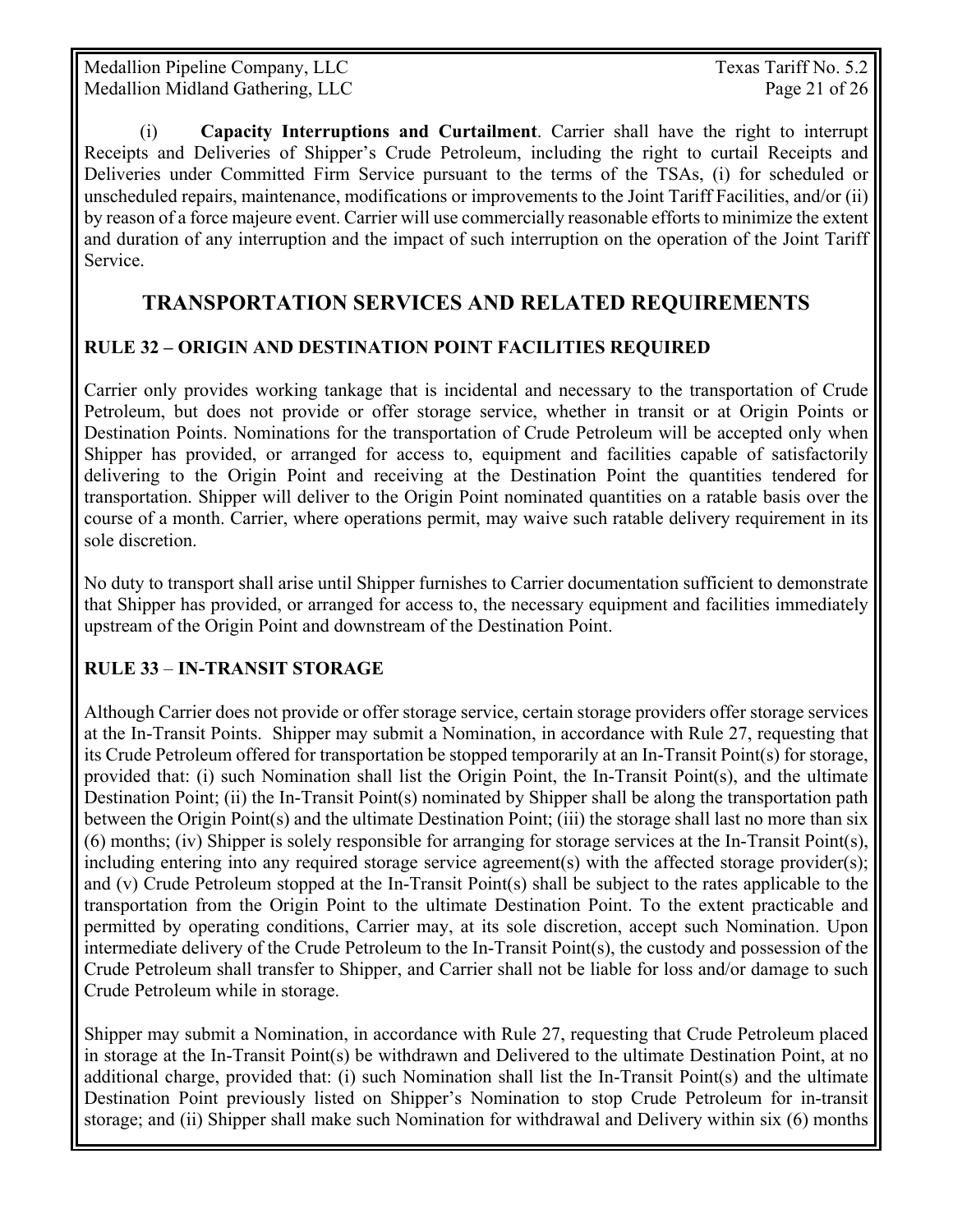(i) **Capacity Interruptions and Curtailment**. Carrier shall have the right to interrupt Receipts and Deliveries of Shipper's Crude Petroleum, including the right to curtail Receipts and Deliveries under Committed Firm Service pursuant to the terms of the TSAs, (i) for scheduled or unscheduled repairs, maintenance, modifications or improvements to the Joint Tariff Facilities, and/or (ii) by reason of a force majeure event. Carrier will use commercially reasonable efforts to minimize the extent and duration of any interruption and the impact of such interruption on the operation of the Joint Tariff Service.

## TRANSPORTATION SERVICES AND RELATED REQUIREMENTS

### RULE 32 – ORIGIN AND DESTINATION POINT FACILITIES REQUIRED

Carrier only provides working tankage that is incidental and necessary to the transportation of Crude Petroleum, but does not provide or offer storage service, whether in transit or at Origin Points or Destination Points. Nominations for the transportation of Crude Petroleum will be accepted only when Shipper has provided, or arranged for access to, equipment and facilities capable of satisfactorily delivering to the Origin Point and receiving at the Destination Point the quantities tendered for transportation. Shipper will deliver to the Origin Point nominated quantities on a ratable basis over the course of a month. Carrier, where operations permit, may waive such ratable delivery requirement in its sole discretion.

No duty to transport shall arise until Shipper furnishes to Carrier documentation sufficient to demonstrate that Shipper has provided, or arranged for access to, the necessary equipment and facilities immediately upstream of the Origin Point and downstream of the Destination Point.

### RULE 33 – IN-TRANSIT STORAGE

Although Carrier does not provide or offer storage service, certain storage providers offer storage services at the In-Transit Points. Shipper may submit a Nomination, in accordance with Rule 27, requesting that its Crude Petroleum offered for transportation be stopped temporarily at an In-Transit Point(s) for storage, provided that: (i) such Nomination shall list the Origin Point, the In-Transit Point(s), and the ultimate Destination Point; (ii) the In-Transit Point(s) nominated by Shipper shall be along the transportation path between the Origin Point(s) and the ultimate Destination Point; (iii) the storage shall last no more than six (6) months; (iv) Shipper is solely responsible for arranging for storage services at the In-Transit Point(s), including entering into any required storage service agreement(s) with the affected storage provider(s); and (v) Crude Petroleum stopped at the In-Transit Point(s) shall be subject to the rates applicable to the transportation from the Origin Point to the ultimate Destination Point. To the extent practicable and permitted by operating conditions, Carrier may, at its sole discretion, accept such Nomination. Upon intermediate delivery of the Crude Petroleum to the In-Transit Point(s), the custody and possession of the Crude Petroleum shall transfer to Shipper, and Carrier shall not be liable for loss and/or damage to such Crude Petroleum while in storage.

Shipper may submit a Nomination, in accordance with Rule 27, requesting that Crude Petroleum placed in storage at the In-Transit Point(s) be withdrawn and Delivered to the ultimate Destination Point, at no additional charge, provided that: (i) such Nomination shall list the In-Transit Point(s) and the ultimate Destination Point previously listed on Shipper's Nomination to stop Crude Petroleum for in-transit storage; and (ii) Shipper shall make such Nomination for withdrawal and Delivery within six (6) months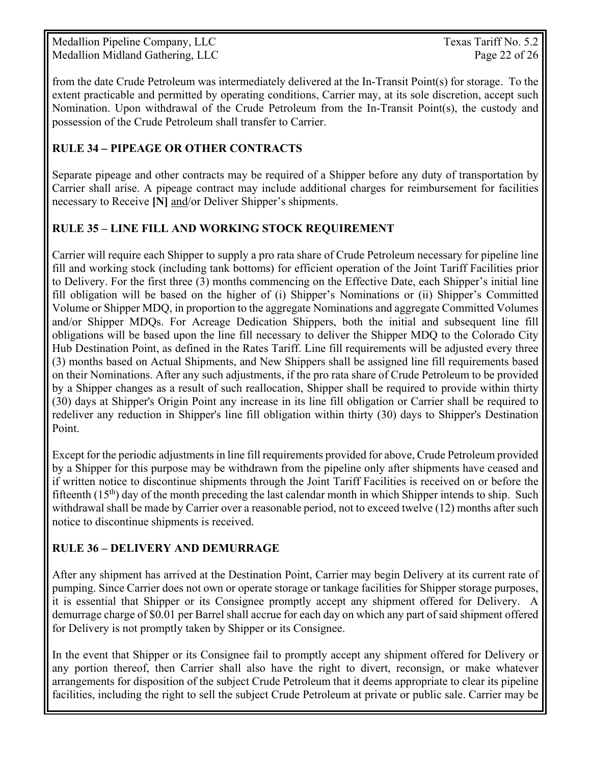from the date Crude Petroleum was intermediately delivered at the In-Transit Point(s) for storage. To the extent practicable and permitted by operating conditions, Carrier may, at its sole discretion, accept such Nomination. Upon withdrawal of the Crude Petroleum from the In-Transit Point(s), the custody and possession of the Crude Petroleum shall transfer to Carrier.

## RULE 34 – PIPEAGE OR OTHER CONTRACTS

Separate pipeage and other contracts may be required of a Shipper before any duty of transportation by Carrier shall arise. A pipeage contract may include additional charges for reimbursement for facilities necessary to Receive **[N]** and/or Deliver Shipper's shipments.

## RULE 35 – LINE FILL AND WORKING STOCK REQUIREMENT

Carrier will require each Shipper to supply a pro rata share of Crude Petroleum necessary for pipeline line fill and working stock (including tank bottoms) for efficient operation of the Joint Tariff Facilities prior to Delivery. For the first three (3) months commencing on the Effective Date, each Shipper's initial line fill obligation will be based on the higher of (i) Shipper's Nominations or (ii) Shipper's Committed Volume or Shipper MDQ, in proportion to the aggregate Nominations and aggregate Committed Volumes and/or Shipper MDQs. For Acreage Dedication Shippers, both the initial and subsequent line fill obligations will be based upon the line fill necessary to deliver the Shipper MDQ to the Colorado City Hub Destination Point, as defined in the Rates Tariff. Line fill requirements will be adjusted every three (3) months based on Actual Shipments, and New Shippers shall be assigned line fill requirements based on their Nominations. After any such adjustments, if the pro rata share of Crude Petroleum to be provided by a Shipper changes as a result of such reallocation, Shipper shall be required to provide within thirty (30) days at Shipper's Origin Point any increase in its line fill obligation or Carrier shall be required to redeliver any reduction in Shipper's line fill obligation within thirty (30) days to Shipper's Destination Point.

Except for the periodic adjustments in line fill requirements provided for above, Crude Petroleum provided by a Shipper for this purpose may be withdrawn from the pipeline only after shipments have ceased and if written notice to discontinue shipments through the Joint Tariff Facilities is received on or before the fifteenth (15th) day of the month preceding the last calendar month in which Shipper intends to ship. Such withdrawal shall be made by Carrier over a reasonable period, not to exceed twelve (12) months after such notice to discontinue shipments is received.

## RULE 36 – DELIVERY AND DEMURRAGE

After any shipment has arrived at the Destination Point, Carrier may begin Delivery at its current rate of pumping. Since Carrier does not own or operate storage or tankage facilities for Shipper storage purposes, it is essential that Shipper or its Consignee promptly accept any shipment offered for Delivery. A demurrage charge of $0.01 per Barrel shall accrue for each day on which any part of said shipment offered for Delivery is not promptly taken by Shipper or its Consignee.

In the event that Shipper or its Consignee fail to promptly accept any shipment offered for Delivery or any portion thereof, then Carrier shall also have the right to divert, reconsign, or make whatever arrangements for disposition of the subject Crude Petroleum that it deems appropriate to clear its pipeline facilities, including the right to sell the subject Crude Petroleum at private or public sale. Carrier may be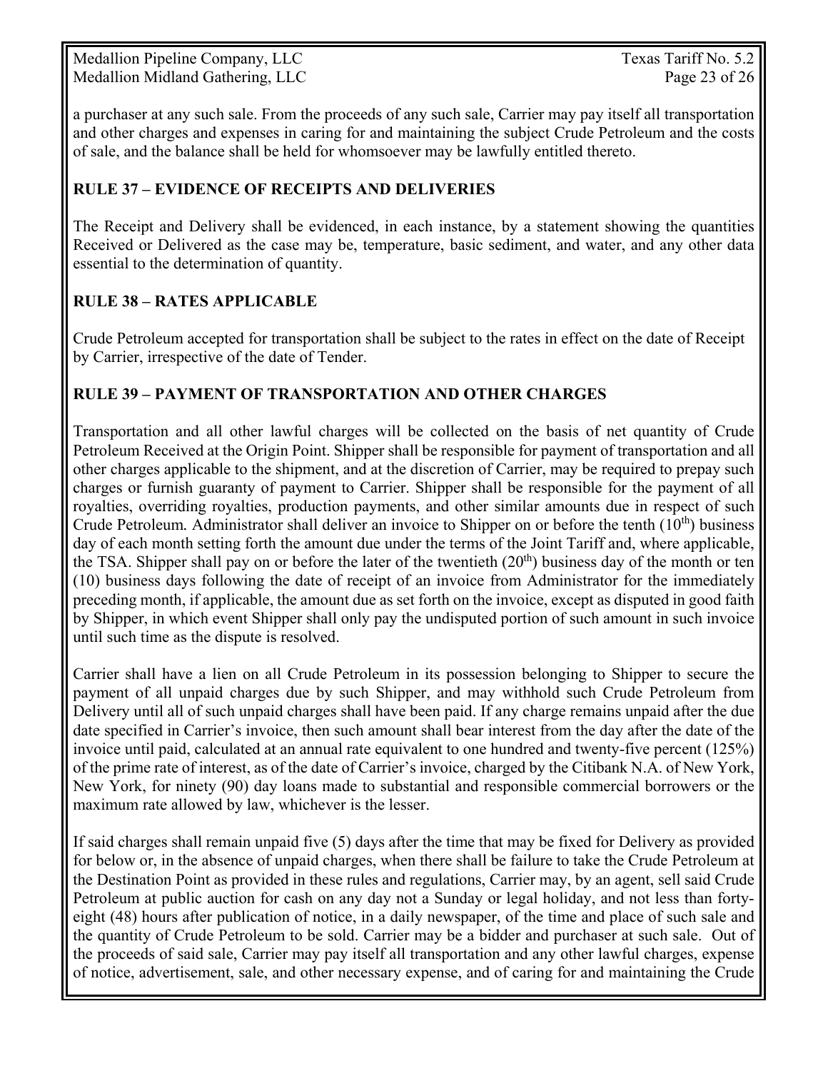a purchaser at any such sale. From the proceeds of any such sale, Carrier may pay itself all transportation and other charges and expenses in caring for and maintaining the subject Crude Petroleum and the costs of sale, and the balance shall be held for whomsoever may be lawfully entitled thereto.

## RULE 37 – EVIDENCE OF RECEIPTS AND DELIVERIES

The Receipt and Delivery shall be evidenced, in each instance, by a statement showing the quantities Received or Delivered as the case may be, temperature, basic sediment, and water, and any other data essential to the determination of quantity.

## RULE 38 – RATES APPLICABLE

Crude Petroleum accepted for transportation shall be subject to the rates in effect on the date of Receipt by Carrier, irrespective of the date of Tender.

## RULE 39 – PAYMENT OF TRANSPORTATION AND OTHER CHARGES

Transportation and all other lawful charges will be collected on the basis of net quantity of Crude Petroleum Received at the Origin Point. Shipper shall be responsible for payment of transportation and all other charges applicable to the shipment, and at the discretion of Carrier, may be required to prepay such charges or furnish guaranty of payment to Carrier. Shipper shall be responsible for the payment of all royalties, overriding royalties, production payments, and other similar amounts due in respect of such Crude Petroleum. Administrator shall deliver an invoice to Shipper on or before the tenth (10th) business day of each month setting forth the amount due under the terms of the Joint Tariff and, where applicable, the TSA. Shipper shall pay on or before the later of the twentieth (20th) business day of the month or ten (10) business days following the date of receipt of an invoice from Administrator for the immediately preceding month, if applicable, the amount due as set forth on the invoice, except as disputed in good faith by Shipper, in which event Shipper shall only pay the undisputed portion of such amount in such invoice until such time as the dispute is resolved.

Carrier shall have a lien on all Crude Petroleum in its possession belonging to Shipper to secure the payment of all unpaid charges due by such Shipper, and may withhold such Crude Petroleum from Delivery until all of such unpaid charges shall have been paid. If any charge remains unpaid after the due date specified in Carrier's invoice, then such amount shall bear interest from the day after the date of the invoice until paid, calculated at an annual rate equivalent to one hundred and twenty-five percent (125%) of the prime rate of interest, as of the date of Carrier's invoice, charged by the Citibank N.A. of New York, New York, for ninety (90) day loans made to substantial and responsible commercial borrowers or the maximum rate allowed by law, whichever is the lesser.

If said charges shall remain unpaid five (5) days after the time that may be fixed for Delivery as provided for below or, in the absence of unpaid charges, when there shall be failure to take the Crude Petroleum at the Destination Point as provided in these rules and regulations, Carrier may, by an agent, sell said Crude Petroleum at public auction for cash on any day not a Sunday or legal holiday, and not less than forty-eight (48) hours after publication of notice, in a daily newspaper, of the time and place of such sale and the quantity of Crude Petroleum to be sold. Carrier may be a bidder and purchaser at such sale. Out of the proceeds of said sale, Carrier may pay itself all transportation and any other lawful charges, expense of notice, advertisement, sale, and other necessary expense, and of caring for and maintaining the Crude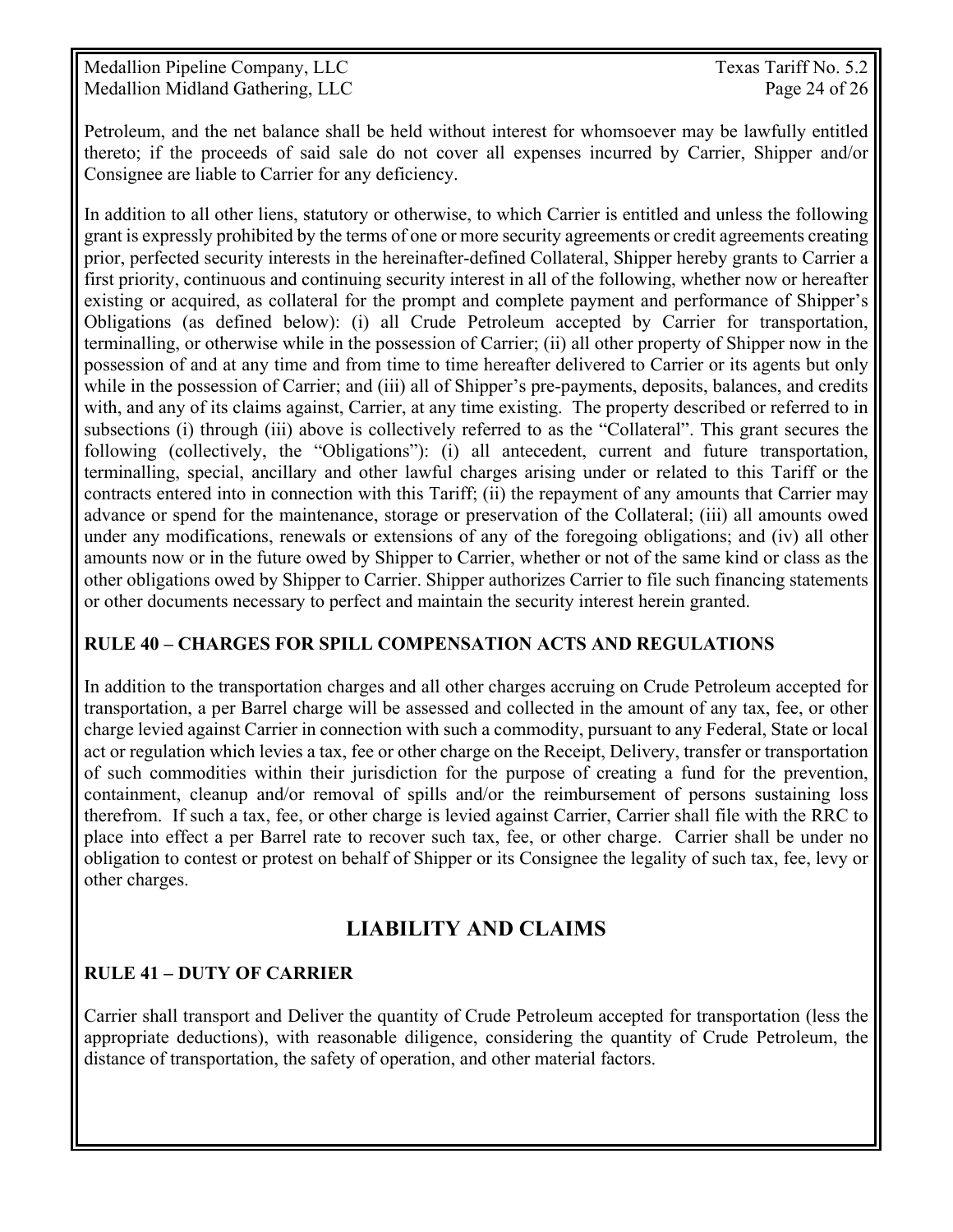Petroleum, and the net balance shall be held without interest for whomsoever may be lawfully entitled thereto; if the proceeds of said sale do not cover all expenses incurred by Carrier, Shipper and/or Consignee are liable to Carrier for any deficiency.

In addition to all other liens, statutory or otherwise, to which Carrier is entitled and unless the following grant is expressly prohibited by the terms of one or more security agreements or credit agreements creating prior, perfected security interests in the hereinafter-defined Collateral, Shipper hereby grants to Carrier a first priority, continuous and continuing security interest in all of the following, whether now or hereafter existing or acquired, as collateral for the prompt and complete payment and performance of Shipper's Obligations (as defined below): (i) all Crude Petroleum accepted by Carrier for transportation, terminalling, or otherwise while in the possession of Carrier; (ii) all other property of Shipper now in the possession of and at any time and from time to time hereafter delivered to Carrier or its agents but only while in the possession of Carrier; and (iii) all of Shipper's pre-payments, deposits, balances, and credits with, and any of its claims against, Carrier, at any time existing. The property described or referred to in subsections (i) through (iii) above is collectively referred to as the "Collateral". This grant secures the following (collectively, the "Obligations"): (i) all antecedent, current and future transportation, terminalling, special, ancillary and other lawful charges arising under or related to this Tariff or the contracts entered into in connection with this Tariff; (ii) the repayment of any amounts that Carrier may advance or spend for the maintenance, storage or preservation of the Collateral; (iii) all amounts owed under any modifications, renewals or extensions of any of the foregoing obligations; and (iv) all other amounts now or in the future owed by Shipper to Carrier, whether or not of the same kind or class as the other obligations owed by Shipper to Carrier. Shipper authorizes Carrier to file such financing statements or other documents necessary to perfect and maintain the security interest herein granted.

### RULE 40 – CHARGES FOR SPILL COMPENSATION ACTS AND REGULATIONS

In addition to the transportation charges and all other charges accruing on Crude Petroleum accepted for transportation, a per Barrel charge will be assessed and collected in the amount of any tax, fee, or other charge levied against Carrier in connection with such a commodity, pursuant to any Federal, State or local act or regulation which levies a tax, fee or other charge on the Receipt, Delivery, transfer or transportation of such commodities within their jurisdiction for the purpose of creating a fund for the prevention, containment, cleanup and/or removal of spills and/or the reimbursement of persons sustaining loss therefrom. If such a tax, fee, or other charge is levied against Carrier, Carrier shall file with the RRC to place into effect a per Barrel rate to recover such tax, fee, or other charge. Carrier shall be under no obligation to contest or protest on behalf of Shipper or its Consignee the legality of such tax, fee, levy or other charges.

## LIABILITY AND CLAIMS

### RULE 41 – DUTY OF CARRIER

Carrier shall transport and Deliver the quantity of Crude Petroleum accepted for transportation (less the appropriate deductions), with reasonable diligence, considering the quantity of Crude Petroleum, the distance of transportation, the safety of operation, and other material factors.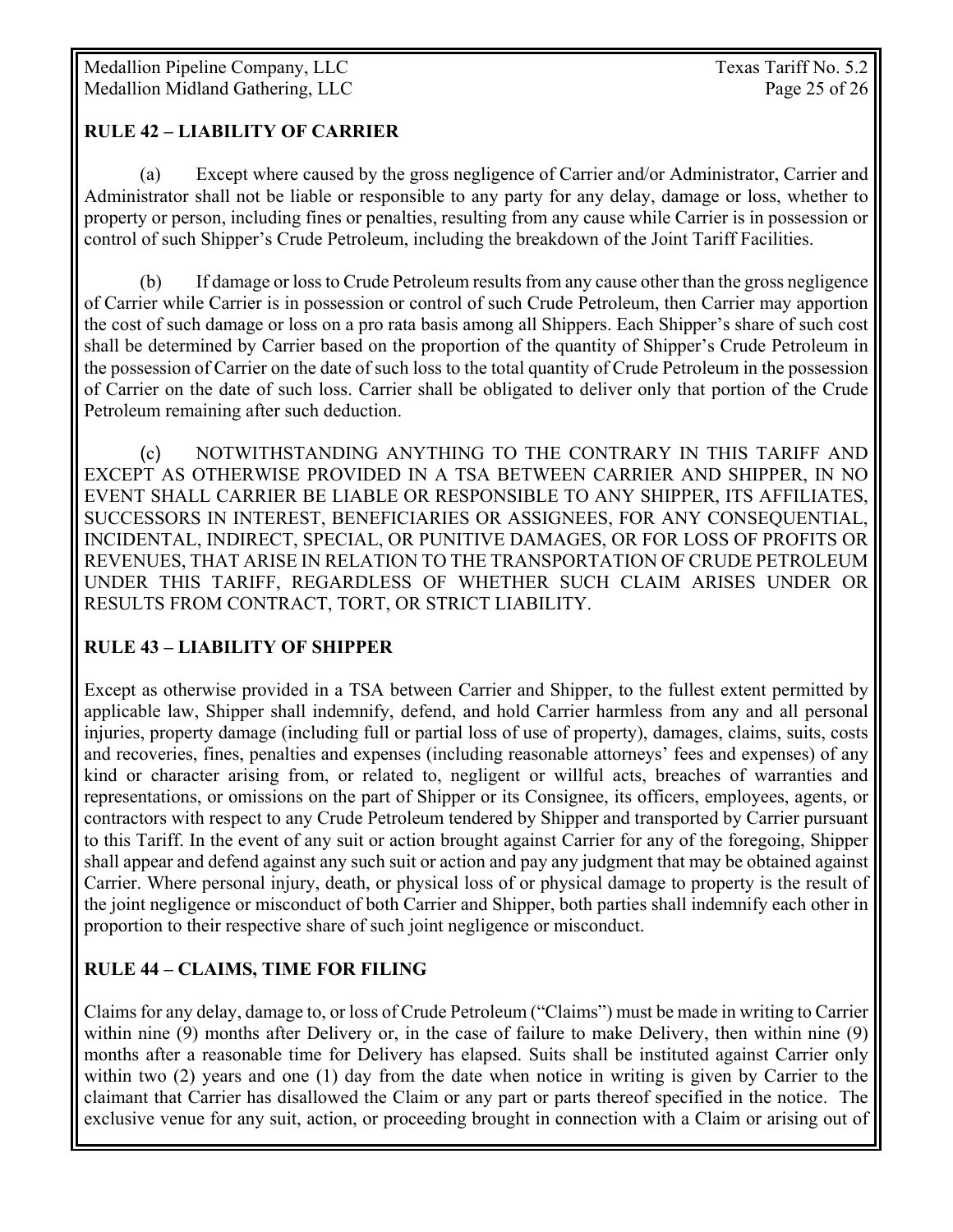## RULE 42 – LIABILITY OF CARRIER

(a) Except where caused by the gross negligence of Carrier and/or Administrator, Carrier and Administrator shall not be liable or responsible to any party for any delay, damage or loss, whether to property or person, including fines or penalties, resulting from any cause while Carrier is in possession or control of such Shipper's Crude Petroleum, including the breakdown of the Joint Tariff Facilities.

(b) If damage or loss to Crude Petroleum results from any cause other than the gross negligence of Carrier while Carrier is in possession or control of such Crude Petroleum, then Carrier may apportion the cost of such damage or loss on a pro rata basis among all Shippers. Each Shipper's share of such cost shall be determined by Carrier based on the proportion of the quantity of Shipper's Crude Petroleum in the possession of Carrier on the date of such loss to the total quantity of Crude Petroleum in the possession of Carrier on the date of such loss. Carrier shall be obligated to deliver only that portion of the Crude Petroleum remaining after such deduction.

(c) NOTWITHSTANDING ANYTHING TO THE CONTRARY IN THIS TARIFF AND EXCEPT AS OTHERWISE PROVIDED IN A TSA BETWEEN CARRIER AND SHIPPER, IN NO EVENT SHALL CARRIER BE LIABLE OR RESPONSIBLE TO ANY SHIPPER, ITS AFFILIATES, SUCCESSORS IN INTEREST, BENEFICIARIES OR ASSIGNEES, FOR ANY CONSEQUENTIAL, INCIDENTAL, INDIRECT, SPECIAL, OR PUNITIVE DAMAGES, OR FOR LOSS OF PROFITS OR REVENUES, THAT ARISE IN RELATION TO THE TRANSPORTATION OF CRUDE PETROLEUM UNDER THIS TARIFF, REGARDLESS OF WHETHER SUCH CLAIM ARISES UNDER OR RESULTS FROM CONTRACT, TORT, OR STRICT LIABILITY.

## RULE 43 – LIABILITY OF SHIPPER

Except as otherwise provided in a TSA between Carrier and Shipper, to the fullest extent permitted by applicable law, Shipper shall indemnify, defend, and hold Carrier harmless from any and all personal injuries, property damage (including full or partial loss of use of property), damages, claims, suits, costs and recoveries, fines, penalties and expenses (including reasonable attorneys' fees and expenses) of any kind or character arising from, or related to, negligent or willful acts, breaches of warranties and representations, or omissions on the part of Shipper or its Consignee, its officers, employees, agents, or contractors with respect to any Crude Petroleum tendered by Shipper and transported by Carrier pursuant to this Tariff. In the event of any suit or action brought against Carrier for any of the foregoing, Shipper shall appear and defend against any such suit or action and pay any judgment that may be obtained against Carrier. Where personal injury, death, or physical loss of or physical damage to property is the result of the joint negligence or misconduct of both Carrier and Shipper, both parties shall indemnify each other in proportion to their respective share of such joint negligence or misconduct.

## RULE 44 – CLAIMS, TIME FOR FILING

Claims for any delay, damage to, or loss of Crude Petroleum ("Claims") must be made in writing to Carrier within nine (9) months after Delivery or, in the case of failure to make Delivery, then within nine (9) months after a reasonable time for Delivery has elapsed. Suits shall be instituted against Carrier only within two (2) years and one (1) day from the date when notice in writing is given by Carrier to the claimant that Carrier has disallowed the Claim or any part or parts thereof specified in the notice. The exclusive venue for any suit, action, or proceeding brought in connection with a Claim or arising out of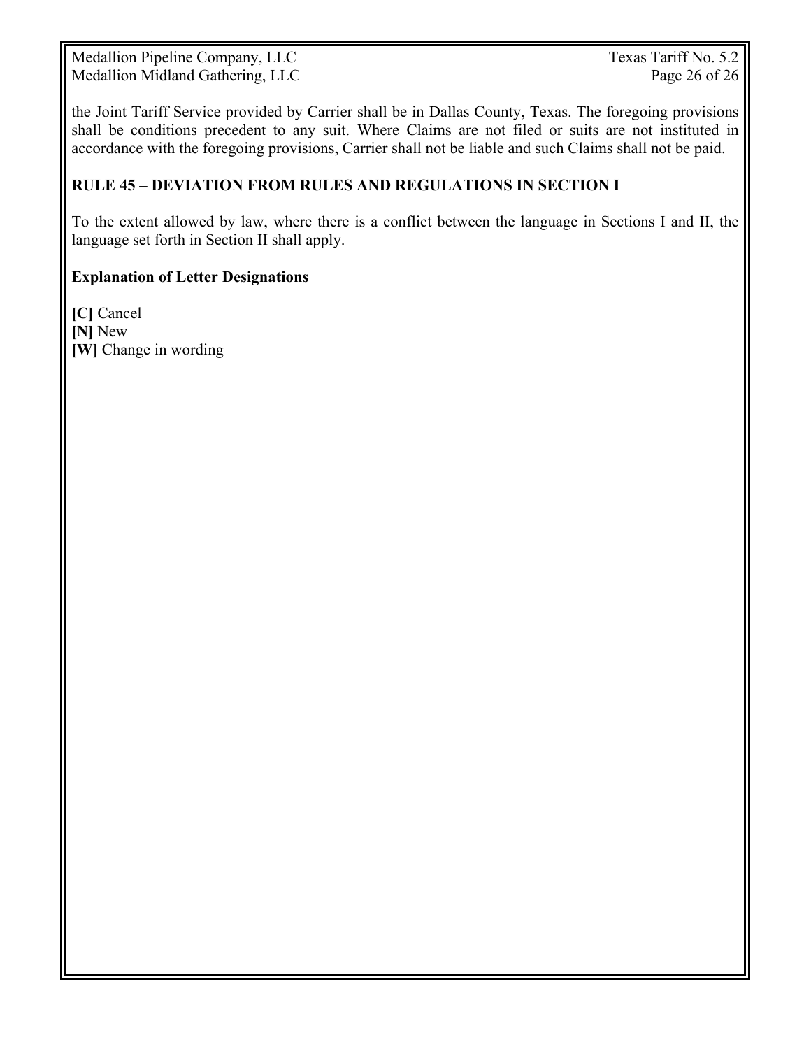the Joint Tariff Service provided by Carrier shall be in Dallas County, Texas. The foregoing provisions shall be conditions precedent to any suit. Where Claims are not filed or suits are not instituted in accordance with the foregoing provisions, Carrier shall not be liable and such Claims shall not be paid.

## RULE 45 – DEVIATION FROM RULES AND REGULATIONS IN SECTION I

To the extent allowed by law, where there is a conflict between the language in Sections I and II, the language set forth in Section II shall apply.

**Explanation of Letter Designations**

**[C]** Cancel
**[N]** New
**[W]** Change in wording